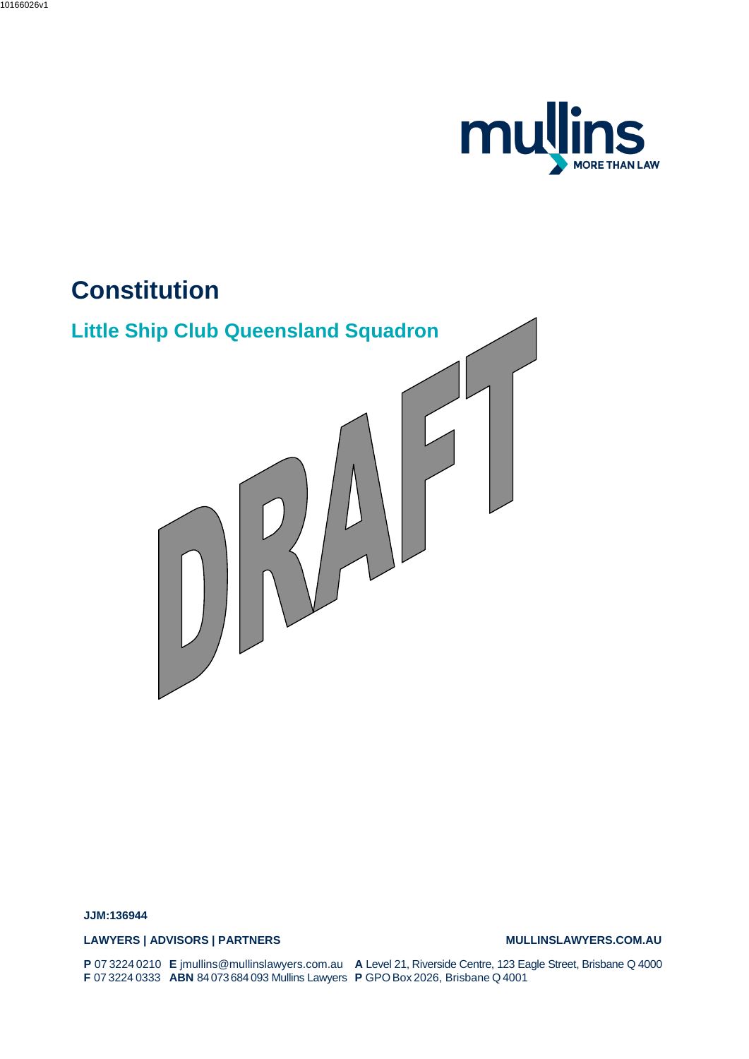10166026v1

mullins
MORE THAN LAW

# Constitution

## Little Ship Club Queensland Squadron

DRAFT

**JJM:136944**

**LAWYERS | ADVISORS | PARTNERS**

**MULLINSLAWYERS.COM.AU**

**P** 07 3224 0210 **E** jmullins@mullinslawyers.com.au **A** Level 21, Riverside Centre, 123 Eagle Street, Brisbane Q 4000
**F** 07 3224 0333 **ABN** 84 073 684 093 Mullins Lawyers **P** GPO Box 2026, Brisbane Q 4001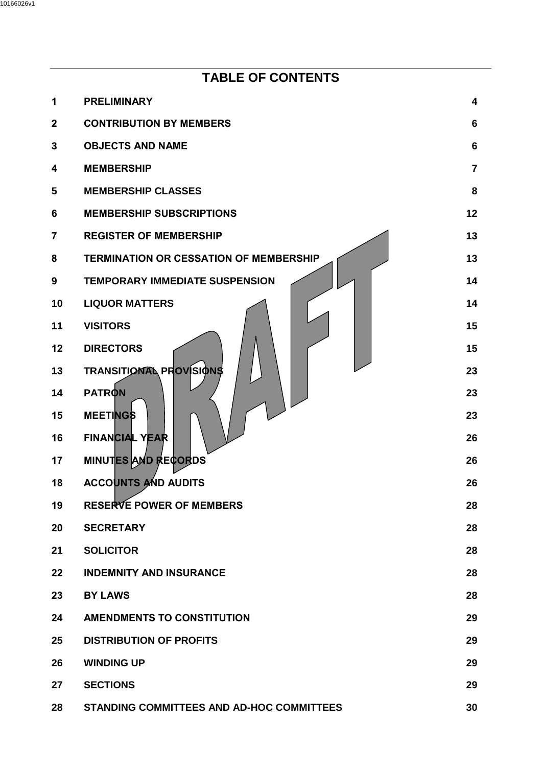# TABLE OF CONTENTS

| | | |
|---|---|---|
| 1 | PRELIMINARY | 4 |
| 2 | CONTRIBUTION BY MEMBERS | 6 |
| 3 | OBJECTS AND NAME | 6 |
| 4 | MEMBERSHIP | 7 |
| 5 | MEMBERSHIP CLASSES | 8 |
| 6 | MEMBERSHIP SUBSCRIPTIONS | 12 |
| 7 | REGISTER OF MEMBERSHIP | 13 |
| 8 | TERMINATION OR CESSATION OF MEMBERSHIP | 13 |
| 9 | TEMPORARY IMMEDIATE SUSPENSION | 14 |
| 10 | LIQUOR MATTERS | 14 |
| 11 | VISITORS | 15 |
| 12 | DIRECTORS | 15 |
| 13 | TRANSITIONAL PROVISIONS | 23 |
| 14 | PATRON | 23 |
| 15 | MEETINGS | 23 |
| 16 | FINANCIAL YEAR | 26 |
| 17 | MINUTES AND RECORDS | 26 |
| 18 | ACCOUNTS AND AUDITS | 26 |
| 19 | RESERVE POWER OF MEMBERS | 28 |
| 20 | SECRETARY | 28 |
| 21 | SOLICITOR | 28 |
| 22 | INDEMNITY AND INSURANCE | 28 |
| 23 | BY LAWS | 28 |
| 24 | AMENDMENTS TO CONSTITUTION | 29 |
| 25 | DISTRIBUTION OF PROFITS | 29 |
| 26 | WINDING UP | 29 |
| 27 | SECTIONS | 29 |
| 28 | STANDING COMMITTEES AND AD-HOC COMMITTEES | 30 |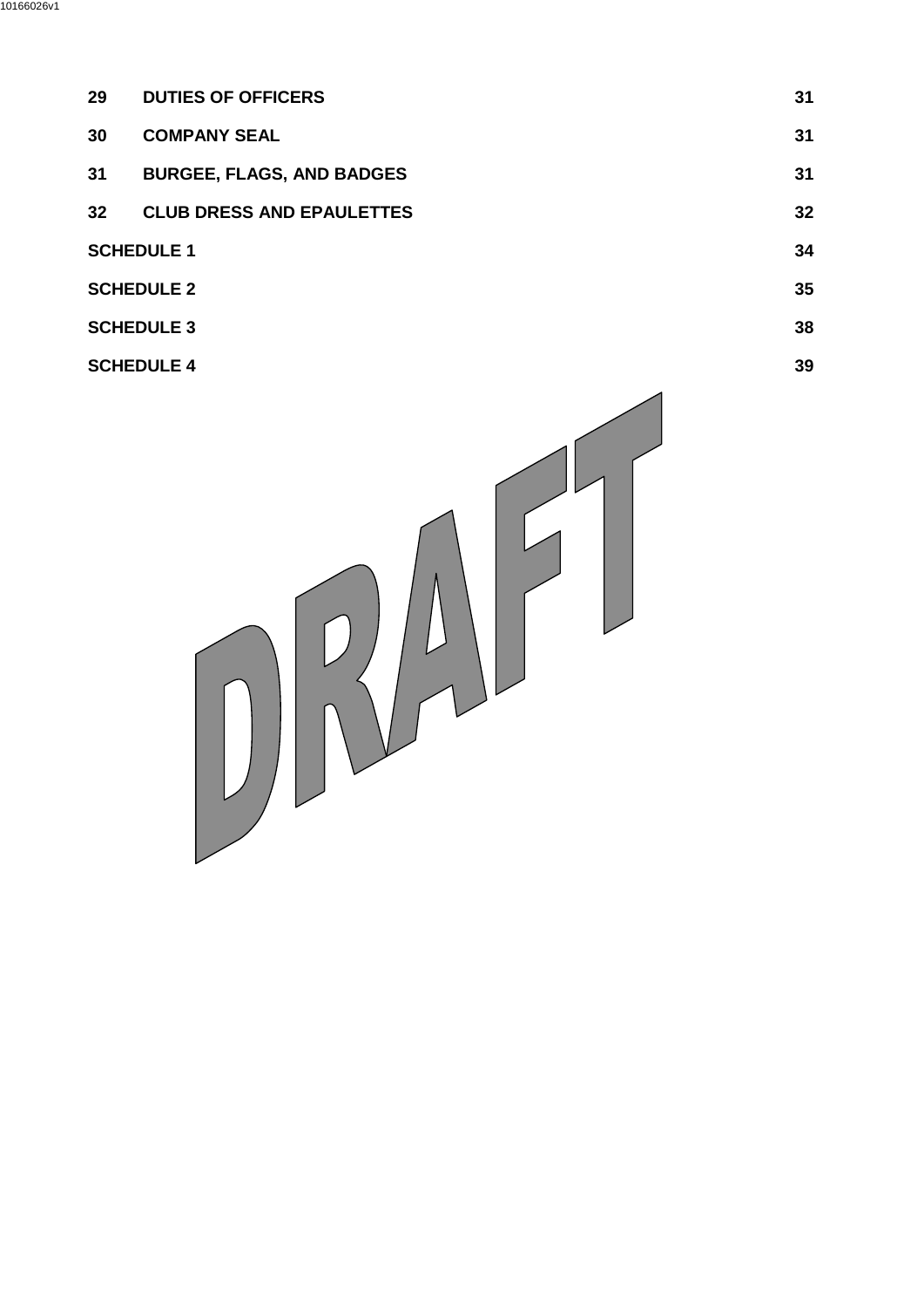| | | |
|---|---|---|
| **29** | **DUTIES OF OFFICERS** | **31** |
| **30** | **COMPANY SEAL** | **31** |
| **31** | **BURGEE, FLAGS, AND BADGES** | **31** |
| **32** | **CLUB DRESS AND EPAULETTES** | **32** |
| **SCHEDULE 1** | | **34** |
| **SCHEDULE 2** | | **35** |
| **SCHEDULE 3** | | **38** |
| **SCHEDULE 4** | | **39** |

DRAFT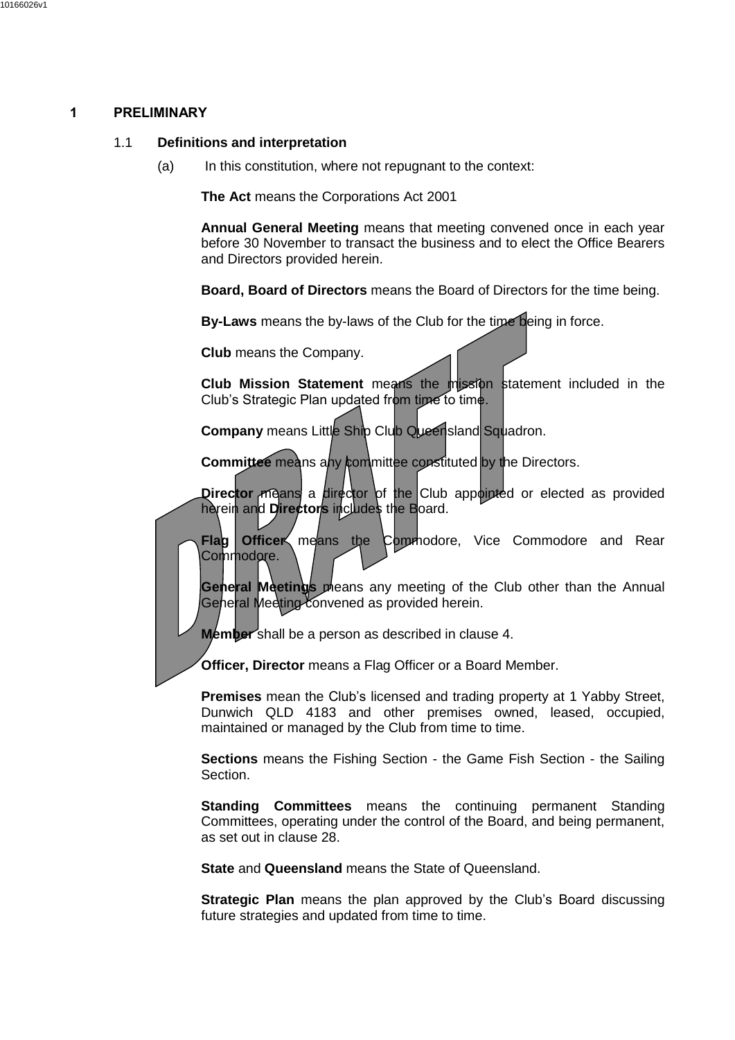# 1 PRELIMINARY

## 1.1 Definitions and interpretation

(a) In this constitution, where not repugnant to the context:

**The Act** means the Corporations Act 2001

**Annual General Meeting** means that meeting convened once in each year before 30 November to transact the business and to elect the Office Bearers and Directors provided herein.

**Board, Board of Directors** means the Board of Directors for the time being.

**By-Laws** means the by-laws of the Club for the time being in force.

**Club** means the Company.

**Club Mission Statement** means the mission statement included in the Club's Strategic Plan updated from time to time.

**Company** means Little Ship Club Queensland Squadron.

**Committee** means any committee constituted by the Directors.

**Director** means a director of the Club appointed or elected as provided herein and **Directors** includes the Board.

**Flag Officer** means the Commodore, Vice Commodore and Rear Commodore.

**General Meetings** means any meeting of the Club other than the Annual General Meeting convened as provided herein.

**Member** shall be a person as described in clause 4.

**Officer, Director** means a Flag Officer or a Board Member.

**Premises** mean the Club's licensed and trading property at 1 Yabby Street, Dunwich QLD 4183 and other premises owned, leased, occupied, maintained or managed by the Club from time to time.

**Sections** means the Fishing Section - the Game Fish Section - the Sailing Section.

**Standing Committees** means the continuing permanent Standing Committees, operating under the control of the Board, and being permanent, as set out in clause 28.

**State** and **Queensland** means the State of Queensland.

**Strategic Plan** means the plan approved by the Club's Board discussing future strategies and updated from time to time.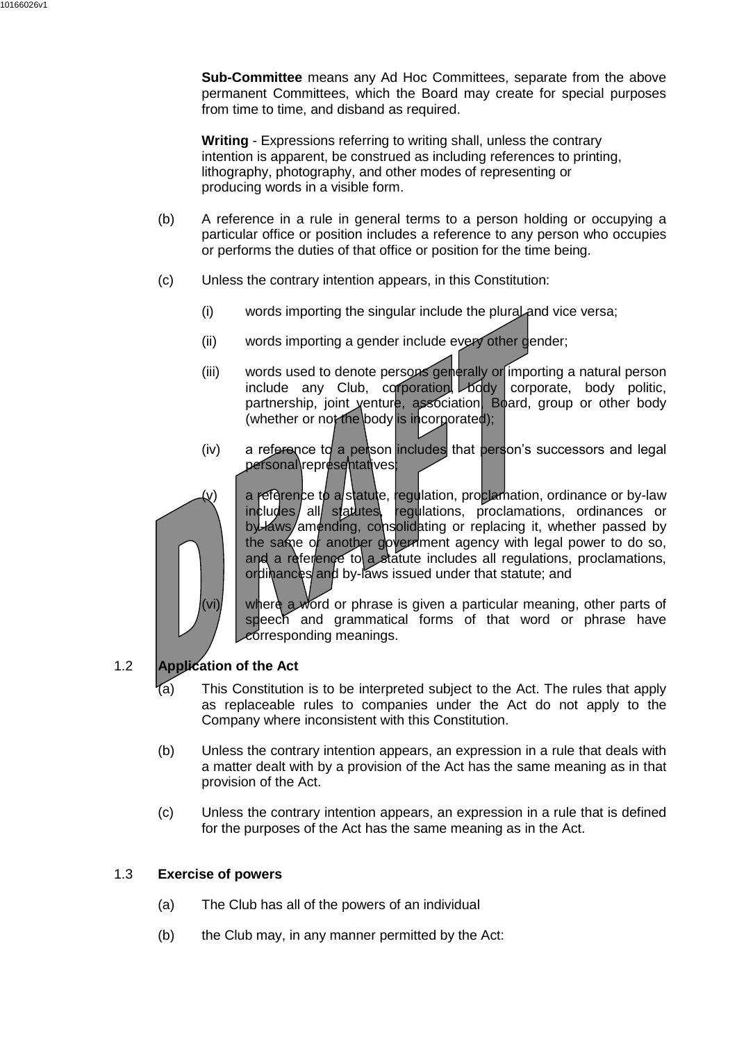**Sub-Committee** means any Ad Hoc Committees, separate from the above permanent Committees, which the Board may create for special purposes from time to time, and disband as required.

**Writing** - Expressions referring to writing shall, unless the contrary intention is apparent, be construed as including references to printing, lithography, photography, and other modes of representing or producing words in a visible form.

(b) A reference in a rule in general terms to a person holding or occupying a particular office or position includes a reference to any person who occupies or performs the duties of that office or position for the time being.

(c) Unless the contrary intention appears, in this Constitution:

(i) words importing the singular include the plural and vice versa;

(ii) words importing a gender include every other gender;

(iii) words used to denote persons generally or importing a natural person include any Club, corporation, body corporate, body politic, partnership, joint venture, association, Board, group or other body (whether or not the body is incorporated);

(iv) a reference to a person includes that person's successors and legal personal representatives;

(v) a reference to a statute, regulation, proclamation, ordinance or by-law includes all statutes, regulations, proclamations, ordinances or by-laws amending, consolidating or replacing it, whether passed by the same or another government agency with legal power to do so, and a reference to a statute includes all regulations, proclamations, ordinances and by-laws issued under that statute; and

(vi) where a word or phrase is given a particular meaning, other parts of speech and grammatical forms of that word or phrase have corresponding meanings.

### 1.2 Application of the Act

(a) This Constitution is to be interpreted subject to the Act. The rules that apply as replaceable rules to companies under the Act do not apply to the Company where inconsistent with this Constitution.

(b) Unless the contrary intention appears, an expression in a rule that deals with a matter dealt with by a provision of the Act has the same meaning as in that provision of the Act.

(c) Unless the contrary intention appears, an expression in a rule that is defined for the purposes of the Act has the same meaning as in the Act.

### 1.3 Exercise of powers

(a) The Club has all of the powers of an individual

(b) the Club may, in any manner permitted by the Act: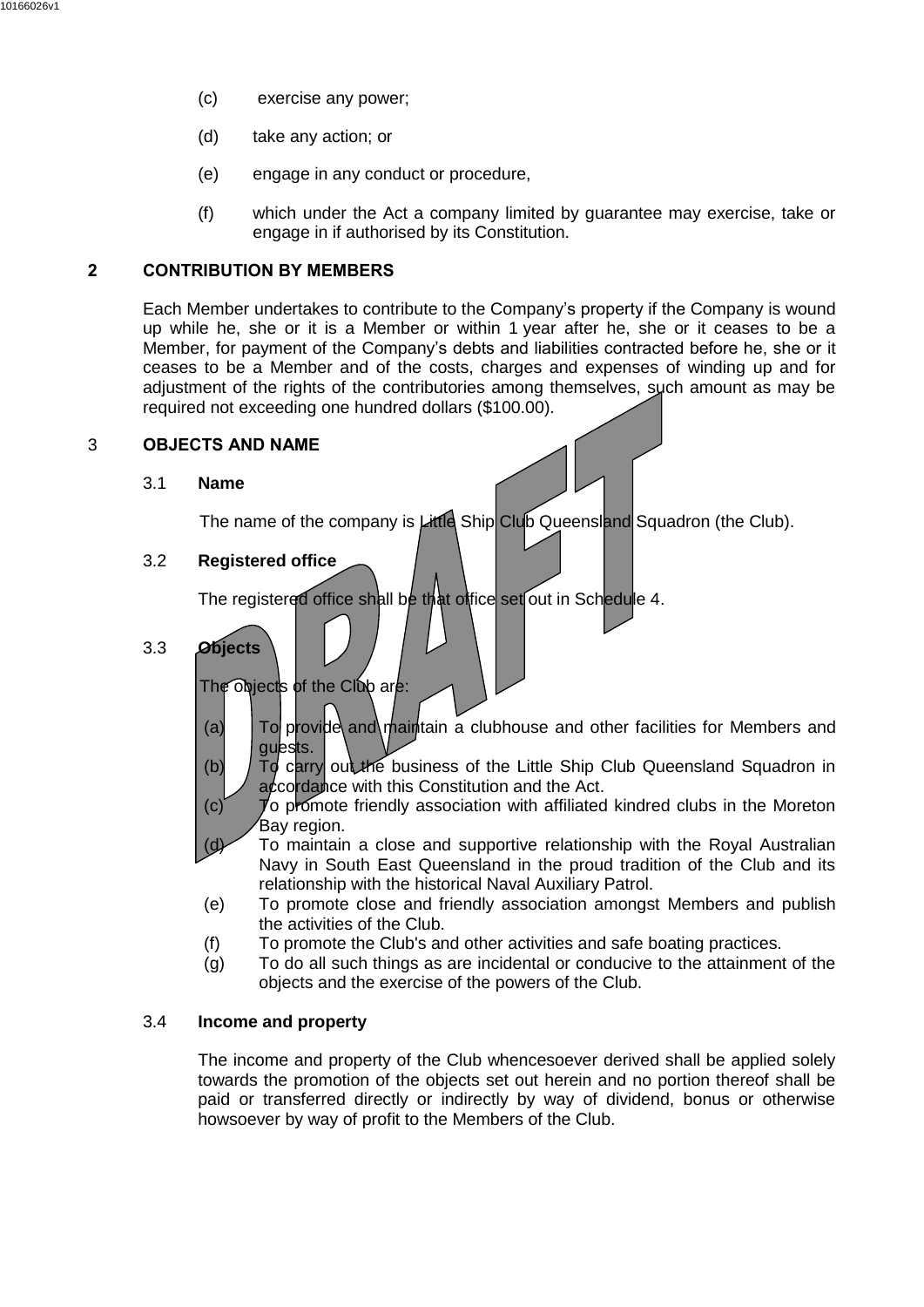(c) exercise any power;

(d) take any action; or

(e) engage in any conduct or procedure,

(f) which under the Act a company limited by guarantee may exercise, take or engage in if authorised by its Constitution.

## 2 CONTRIBUTION BY MEMBERS

Each Member undertakes to contribute to the Company's property if the Company is wound up while he, she or it is a Member or within 1 year after he, she or it ceases to be a Member, for payment of the Company's debts and liabilities contracted before he, she or it ceases to be a Member and of the costs, charges and expenses of winding up and for adjustment of the rights of the contributories among themselves, such amount as may be required not exceeding one hundred dollars ($100.00).

## 3 OBJECTS AND NAME

### 3.1 Name

The name of the company is Little Ship Club Queensland Squadron (the Club).

### 3.2 Registered office

The registered office shall be that office set out in Schedule 4.

### 3.3 Objects

The objects of the Club are:

(a) To provide and maintain a clubhouse and other facilities for Members and guests.

(b) To carry out the business of the Little Ship Club Queensland Squadron in accordance with this Constitution and the Act.

(c) To promote friendly association with affiliated kindred clubs in the Moreton Bay region.

(d) To maintain a close and supportive relationship with the Royal Australian Navy in South East Queensland in the proud tradition of the Club and its relationship with the historical Naval Auxiliary Patrol.

(e) To promote close and friendly association amongst Members and publish the activities of the Club.

(f) To promote the Club's and other activities and safe boating practices.

(g) To do all such things as are incidental or conducive to the attainment of the objects and the exercise of the powers of the Club.

### 3.4 Income and property

The income and property of the Club whencesoever derived shall be applied solely towards the promotion of the objects set out herein and no portion thereof shall be paid or transferred directly or indirectly by way of dividend, bonus or otherwise howsoever by way of profit to the Members of the Club.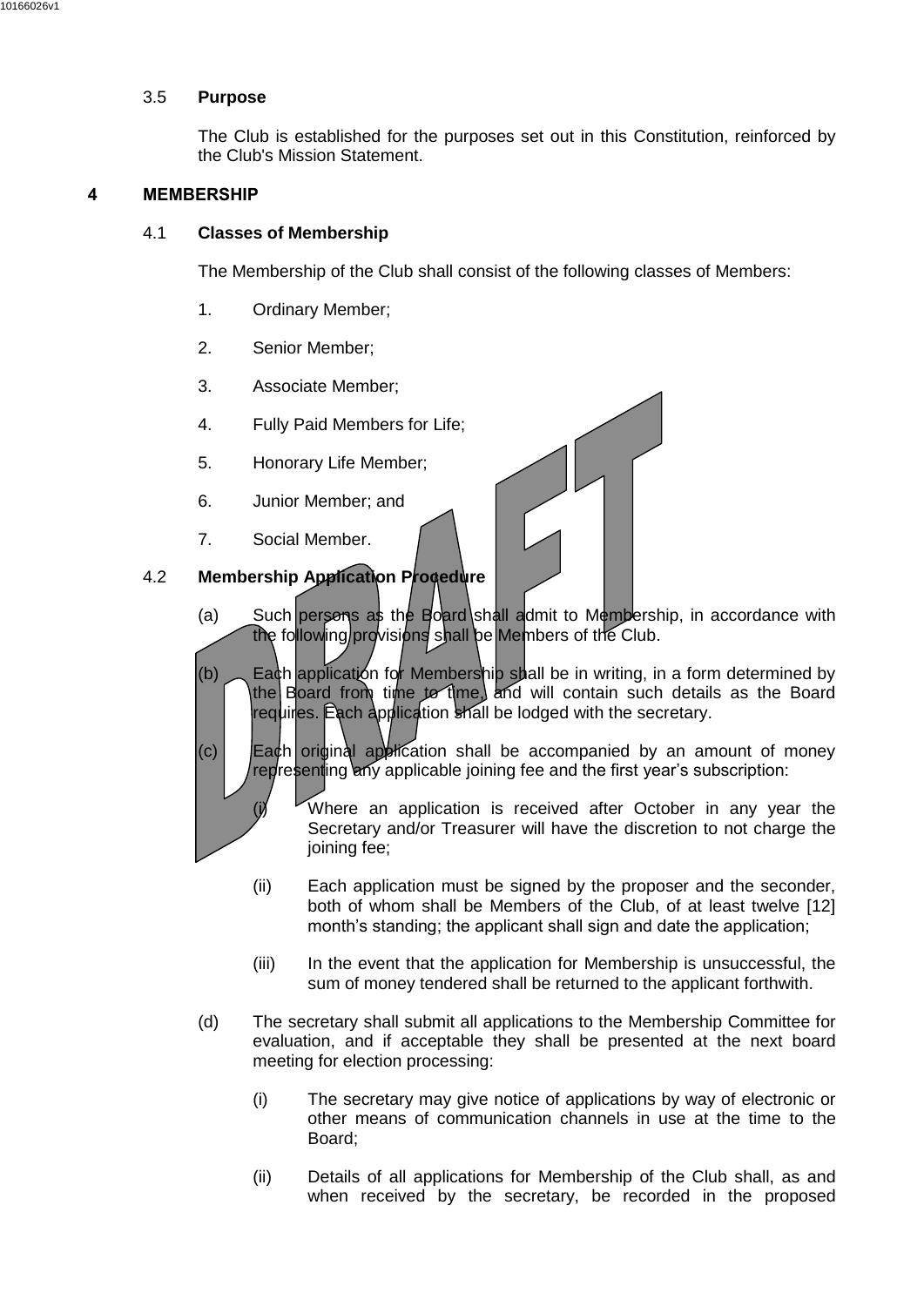3.5 **Purpose**

The Club is established for the purposes set out in this Constitution, reinforced by the Club's Mission Statement.

## 4 MEMBERSHIP

4.1 **Classes of Membership**

The Membership of the Club shall consist of the following classes of Members:

1. Ordinary Member;
2. Senior Member;
3. Associate Member;
4. Fully Paid Members for Life;
5. Honorary Life Member;
6. Junior Member; and
7. Social Member.

4.2 **Membership Application Procedure**

(a) Such persons as the Board shall admit to Membership, in accordance with the following provisions shall be Members of the Club.

(b) Each application for Membership shall be in writing, in a form determined by the Board from time to time, and will contain such details as the Board requires. Each application shall be lodged with the secretary.

(c) Each original application shall be accompanied by an amount of money representing any applicable joining fee and the first year's subscription:

(i) Where an application is received after October in any year the Secretary and/or Treasurer will have the discretion to not charge the joining fee;

(ii) Each application must be signed by the proposer and the seconder, both of whom shall be Members of the Club, of at least twelve [12] month's standing; the applicant shall sign and date the application;

(iii) In the event that the application for Membership is unsuccessful, the sum of money tendered shall be returned to the applicant forthwith.

(d) The secretary shall submit all applications to the Membership Committee for evaluation, and if acceptable they shall be presented at the next board meeting for election processing:

(i) The secretary may give notice of applications by way of electronic or other means of communication channels in use at the time to the Board;

(ii) Details of all applications for Membership of the Club shall, as and when received by the secretary, be recorded in the proposed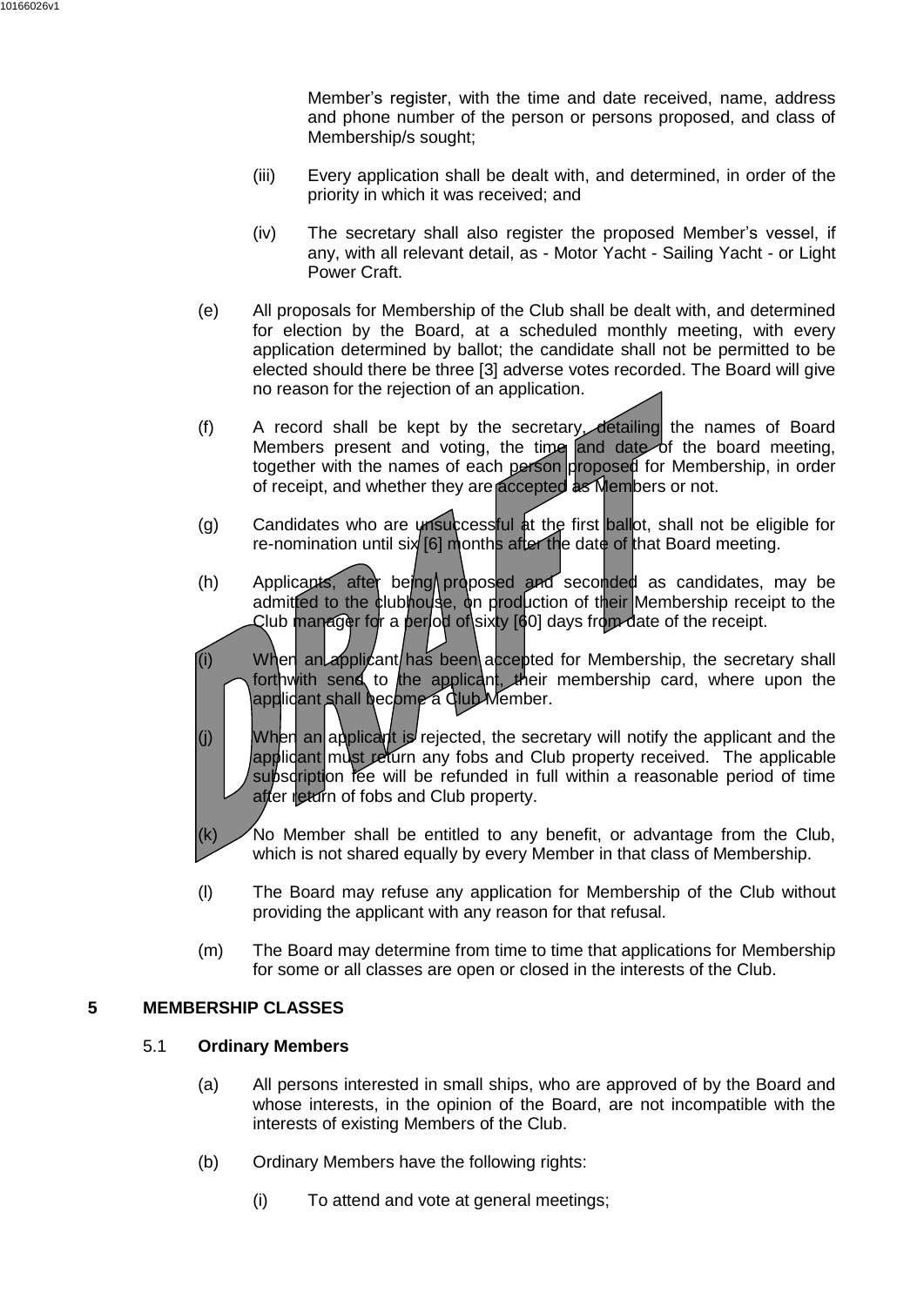Member's register, with the time and date received, name, address and phone number of the person or persons proposed, and class of Membership/s sought;

(iii) Every application shall be dealt with, and determined, in order of the priority in which it was received; and

(iv) The secretary shall also register the proposed Member's vessel, if any, with all relevant detail, as - Motor Yacht - Sailing Yacht - or Light Power Craft.

(e) All proposals for Membership of the Club shall be dealt with, and determined for election by the Board, at a scheduled monthly meeting, with every application determined by ballot; the candidate shall not be permitted to be elected should there be three [3] adverse votes recorded. The Board will give no reason for the rejection of an application.

(f) A record shall be kept by the secretary, detailing the names of Board Members present and voting, the time and date of the board meeting, together with the names of each person proposed for Membership, in order of receipt, and whether they are accepted as Members or not.

(g) Candidates who are unsuccessful at the first ballot, shall not be eligible for re-nomination until six [6] months after the date of that Board meeting.

(h) Applicants, after being proposed and seconded as candidates, may be admitted to the clubhouse, on production of their Membership receipt to the Club manager for a period of sixty [60] days from date of the receipt.

(i) When an applicant has been accepted for Membership, the secretary shall forthwith send to the applicant, their membership card, where upon the applicant shall become a Club Member.

(j) When an applicant is rejected, the secretary will notify the applicant and the applicant must return any fobs and Club property received. The applicable subscription fee will be refunded in full within a reasonable period of time after return of fobs and Club property.

(k) No Member shall be entitled to any benefit, or advantage from the Club, which is not shared equally by every Member in that class of Membership.

(l) The Board may refuse any application for Membership of the Club without providing the applicant with any reason for that refusal.

(m) The Board may determine from time to time that applications for Membership for some or all classes are open or closed in the interests of the Club.

## 5 MEMBERSHIP CLASSES

### 5.1 Ordinary Members

(a) All persons interested in small ships, who are approved of by the Board and whose interests, in the opinion of the Board, are not incompatible with the interests of existing Members of the Club.

(b) Ordinary Members have the following rights:

(i) To attend and vote at general meetings;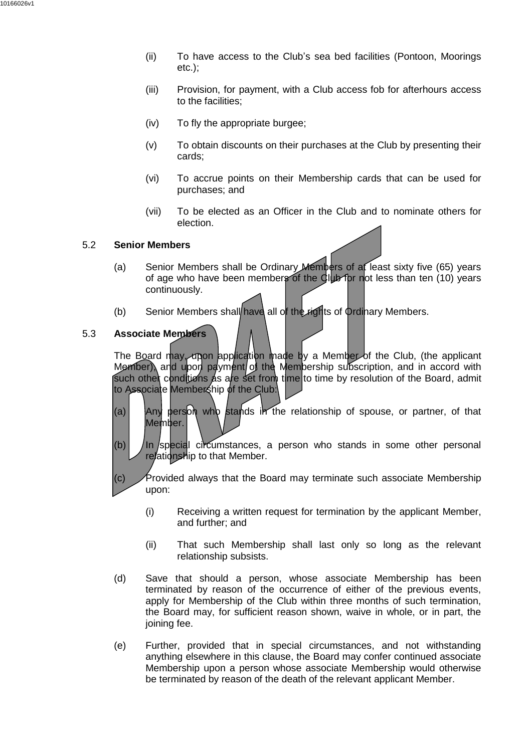(ii) To have access to the Club's sea bed facilities (Pontoon, Moorings etc.);

(iii) Provision, for payment, with a Club access fob for afterhours access to the facilities;

(iv) To fly the appropriate burgee;

(v) To obtain discounts on their purchases at the Club by presenting their cards;

(vi) To accrue points on their Membership cards that can be used for purchases; and

(vii) To be elected as an Officer in the Club and to nominate others for election.

### 5.2 Senior Members

(a) Senior Members shall be Ordinary Members of at least sixty five (65) years of age who have been members of the Club for not less than ten (10) years continuously.

(b) Senior Members shall have all of the rights of Ordinary Members.

### 5.3 Associate Members

The Board may, upon application made by a Member of the Club, (the applicant Member), and upon payment of the Membership subscription, and in accord with such other conditions as are set from time to time by resolution of the Board, admit to Associate Membership of the Club:

(a) Any person who stands in the relationship of spouse, or partner, of that Member.

(b) In special circumstances, a person who stands in some other personal relationship to that Member.

(c) Provided always that the Board may terminate such associate Membership upon:

(i) Receiving a written request for termination by the applicant Member, and further; and

(ii) That such Membership shall last only so long as the relevant relationship subsists.

(d) Save that should a person, whose associate Membership has been terminated by reason of the occurrence of either of the previous events, apply for Membership of the Club within three months of such termination, the Board may, for sufficient reason shown, waive in whole, or in part, the joining fee.

(e) Further, provided that in special circumstances, and not withstanding anything elsewhere in this clause, the Board may confer continued associate Membership upon a person whose associate Membership would otherwise be terminated by reason of the death of the relevant applicant Member.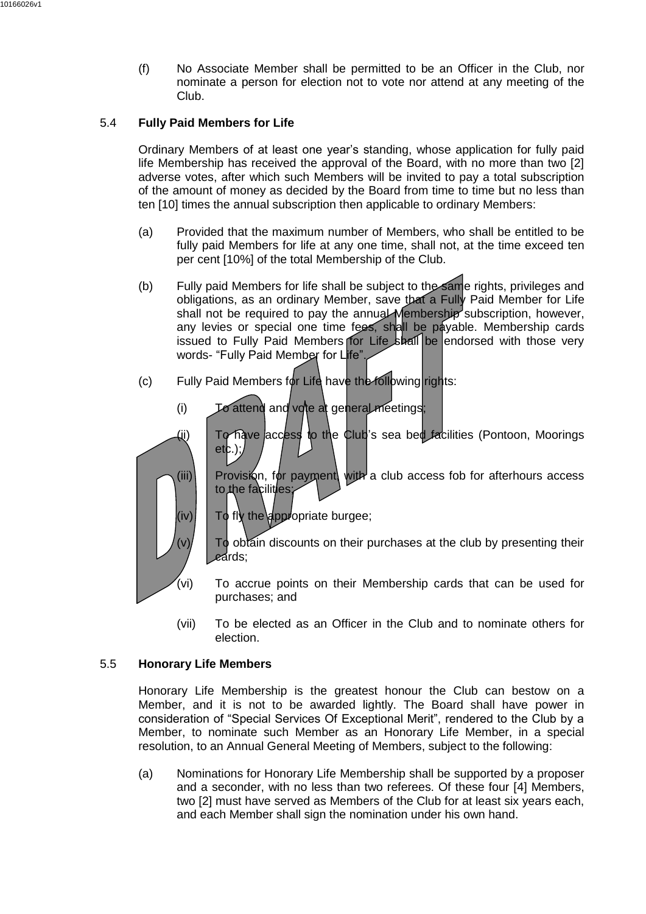(f) No Associate Member shall be permitted to be an Officer in the Club, nor nominate a person for election not to vote nor attend at any meeting of the Club.

5.4 **Fully Paid Members for Life**

Ordinary Members of at least one year's standing, whose application for fully paid life Membership has received the approval of the Board, with no more than two [2] adverse votes, after which such Members will be invited to pay a total subscription of the amount of money as decided by the Board from time to time but no less than ten [10] times the annual subscription then applicable to ordinary Members:

(a) Provided that the maximum number of Members, who shall be entitled to be fully paid Members for life at any one time, shall not, at the time exceed ten per cent [10%] of the total Membership of the Club.

(b) Fully paid Members for life shall be subject to the same rights, privileges and obligations, as an ordinary Member, save that a Fully Paid Member for Life shall not be required to pay the annual Membership subscription, however, any levies or special one time fees, shall be payable. Membership cards issued to Fully Paid Members for Life shall be endorsed with those very words- "Fully Paid Member for Life".

(c) Fully Paid Members for Life have the following rights:

(i) To attend and vote at general meetings;

(ii) To have access to the Club's sea bed facilities (Pontoon, Moorings etc.);

(iii) Provision, for payment, with a club access fob for afterhours access to the facilities;

(iv) To fly the appropriate burgee;

(v) To obtain discounts on their purchases at the club by presenting their cards;

(vi) To accrue points on their Membership cards that can be used for purchases; and

(vii) To be elected as an Officer in the Club and to nominate others for election.

5.5 **Honorary Life Members**

Honorary Life Membership is the greatest honour the Club can bestow on a Member, and it is not to be awarded lightly. The Board shall have power in consideration of "Special Services Of Exceptional Merit", rendered to the Club by a Member, to nominate such Member as an Honorary Life Member, in a special resolution, to an Annual General Meeting of Members, subject to the following:

(a) Nominations for Honorary Life Membership shall be supported by a proposer and a seconder, with no less than two referees. Of these four [4] Members, two [2] must have served as Members of the Club for at least six years each, and each Member shall sign the nomination under his own hand.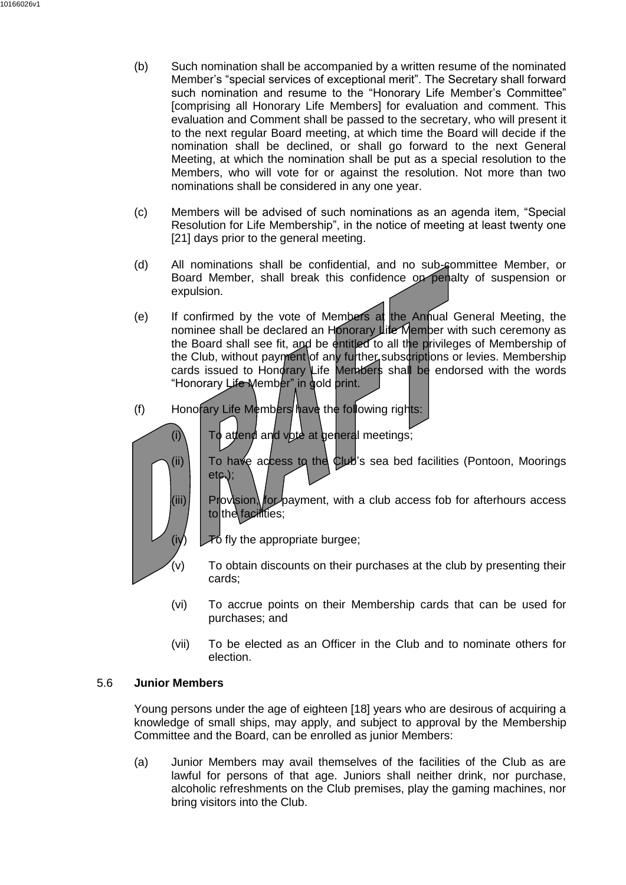(b) Such nomination shall be accompanied by a written resume of the nominated Member's "special services of exceptional merit". The Secretary shall forward such nomination and resume to the "Honorary Life Member's Committee" [comprising all Honorary Life Members] for evaluation and comment. This evaluation and Comment shall be passed to the secretary, who will present it to the next regular Board meeting, at which time the Board will decide if the nomination shall be declined, or shall go forward to the next General Meeting, at which the nomination shall be put as a special resolution to the Members, who will vote for or against the resolution. Not more than two nominations shall be considered in any one year.

(c) Members will be advised of such nominations as an agenda item, "Special Resolution for Life Membership", in the notice of meeting at least twenty one [21] days prior to the general meeting.

(d) All nominations shall be confidential, and no sub-committee Member, or Board Member, shall break this confidence on penalty of suspension or expulsion.

(e) If confirmed by the vote of Members at the Annual General Meeting, the nominee shall be declared an Honorary Life Member with such ceremony as the Board shall see fit, and be entitled to all the privileges of Membership of the Club, without payment of any further subscriptions or levies. Membership cards issued to Honorary Life Members shall be endorsed with the words "Honorary Life Member" in gold print.

(f) Honorary Life Members have the following rights:

   (i) To attend and vote at general meetings;

   (ii) To have access to the Club's sea bed facilities (Pontoon, Moorings etc.);

   (iii) Provision, for payment, with a club access fob for afterhours access to the facilities;

   (iv) To fly the appropriate burgee;

   (v) To obtain discounts on their purchases at the club by presenting their cards;

   (vi) To accrue points on their Membership cards that can be used for purchases; and

   (vii) To be elected as an Officer in the Club and to nominate others for election.

5.6 **Junior Members**

Young persons under the age of eighteen [18] years who are desirous of acquiring a knowledge of small ships, may apply, and subject to approval by the Membership Committee and the Board, can be enrolled as junior Members:

(a) Junior Members may avail themselves of the facilities of the Club as are lawful for persons of that age. Juniors shall neither drink, nor purchase, alcoholic refreshments on the Club premises, play the gaming machines, nor bring visitors into the Club.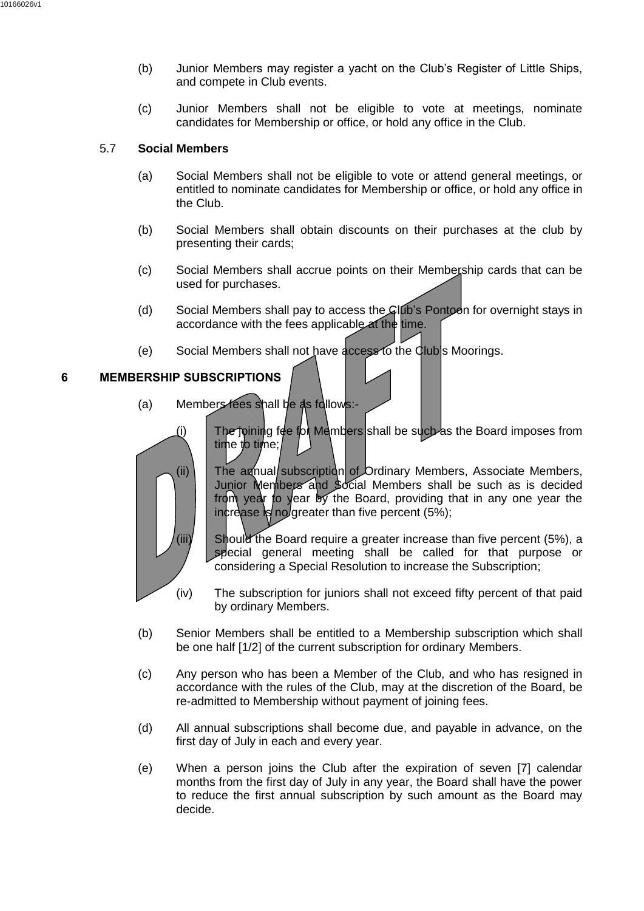(b) Junior Members may register a yacht on the Club's Register of Little Ships, and compete in Club events.

(c) Junior Members shall not be eligible to vote at meetings, nominate candidates for Membership or office, or hold any office in the Club.

### 5.7 **Social Members**

(a) Social Members shall not be eligible to vote or attend general meetings, or entitled to nominate candidates for Membership or office, or hold any office in the Club.

(b) Social Members shall obtain discounts on their purchases at the club by presenting their cards;

(c) Social Members shall accrue points on their Membership cards that can be used for purchases.

(d) Social Members shall pay to access the Club's Pontoon for overnight stays in accordance with the fees applicable at the time.

(e) Social Members shall not have access to the Club's Moorings.

## 6 MEMBERSHIP SUBSCRIPTIONS

(a) Members fees shall be as follows:-

(i) The joining fee for Members shall be such as the Board imposes from time to time;

(ii) The annual subscription of Ordinary Members, Associate Members, Junior Members and Social Members shall be such as is decided from year to year by the Board, providing that in any one year the increase is no greater than five percent (5%);

(iii) Should the Board require a greater increase than five percent (5%), a special general meeting shall be called for that purpose or considering a Special Resolution to increase the Subscription;

(iv) The subscription for juniors shall not exceed fifty percent of that paid by ordinary Members.

(b) Senior Members shall be entitled to a Membership subscription which shall be one half [1/2] of the current subscription for ordinary Members.

(c) Any person who has been a Member of the Club, and who has resigned in accordance with the rules of the Club, may at the discretion of the Board, be re-admitted to Membership without payment of joining fees.

(d) All annual subscriptions shall become due, and payable in advance, on the first day of July in each and every year.

(e) When a person joins the Club after the expiration of seven [7] calendar months from the first day of July in any year, the Board shall have the power to reduce the first annual subscription by such amount as the Board may decide.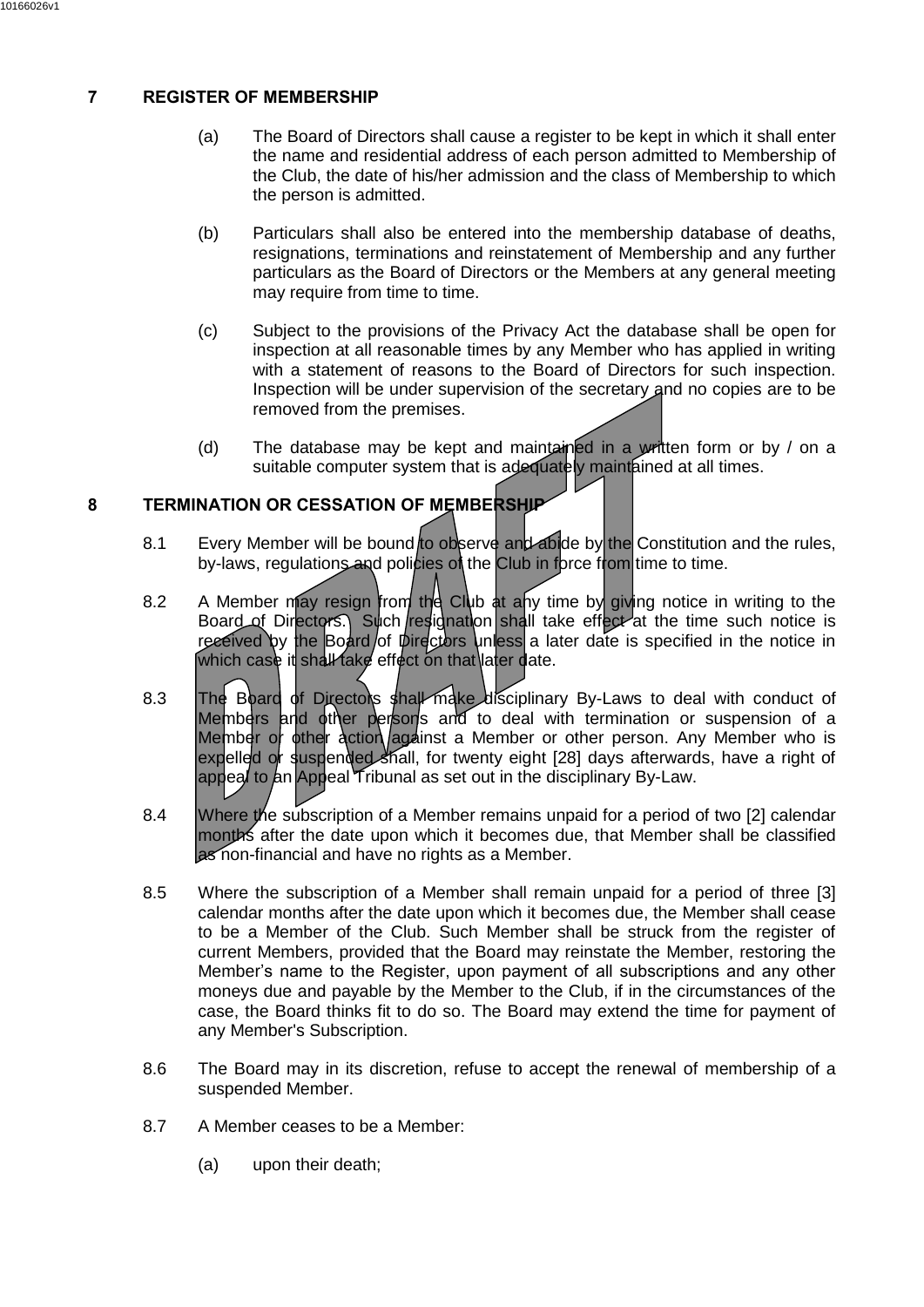## 7 REGISTER OF MEMBERSHIP

(a) The Board of Directors shall cause a register to be kept in which it shall enter the name and residential address of each person admitted to Membership of the Club, the date of his/her admission and the class of Membership to which the person is admitted.

(b) Particulars shall also be entered into the membership database of deaths, resignations, terminations and reinstatement of Membership and any further particulars as the Board of Directors or the Members at any general meeting may require from time to time.

(c) Subject to the provisions of the Privacy Act the database shall be open for inspection at all reasonable times by any Member who has applied in writing with a statement of reasons to the Board of Directors for such inspection. Inspection will be under supervision of the secretary and no copies are to be removed from the premises.

(d) The database may be kept and maintained in a written form or by / on a suitable computer system that is adequately maintained at all times.

## 8 TERMINATION OR CESSATION OF MEMBERSHIP

8.1 Every Member will be bound to observe and abide by the Constitution and the rules, by-laws, regulations and policies of the Club in force from time to time.

8.2 A Member may resign from the Club at any time by giving notice in writing to the Board of Directors. Such resignation shall take effect at the time such notice is received by the Board of Directors unless a later date is specified in the notice in which case it shall take effect on that later date.

8.3 The Board of Directors shall make disciplinary By-Laws to deal with conduct of Members and other persons and to deal with termination or suspension of a Member or other action against a Member or other person. Any Member who is expelled or suspended shall, for twenty eight [28] days afterwards, have a right of appeal to an Appeal Tribunal as set out in the disciplinary By-Law.

8.4 Where the subscription of a Member remains unpaid for a period of two [2] calendar months after the date upon which it becomes due, that Member shall be classified as non-financial and have no rights as a Member.

8.5 Where the subscription of a Member shall remain unpaid for a period of three [3] calendar months after the date upon which it becomes due, the Member shall cease to be a Member of the Club. Such Member shall be struck from the register of current Members, provided that the Board may reinstate the Member, restoring the Member's name to the Register, upon payment of all subscriptions and any other moneys due and payable by the Member to the Club, if in the circumstances of the case, the Board thinks fit to do so. The Board may extend the time for payment of any Member's Subscription.

8.6 The Board may in its discretion, refuse to accept the renewal of membership of a suspended Member.

8.7 A Member ceases to be a Member:

(a) upon their death;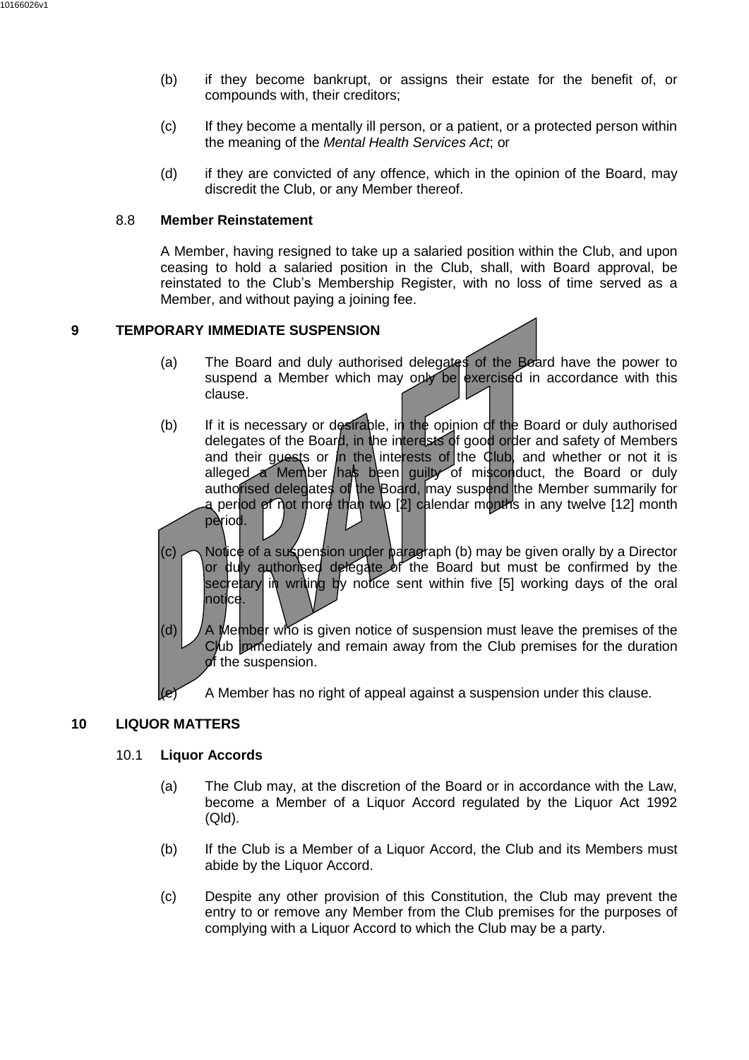(b) if they become bankrupt, or assigns their estate for the benefit of, or compounds with, their creditors;

(c) If they become a mentally ill person, or a patient, or a protected person within the meaning of the *Mental Health Services Act*; or

(d) if they are convicted of any offence, which in the opinion of the Board, may discredit the Club, or any Member thereof.

### 8.8 Member Reinstatement

A Member, having resigned to take up a salaried position within the Club, and upon ceasing to hold a salaried position in the Club, shall, with Board approval, be reinstated to the Club's Membership Register, with no loss of time served as a Member, and without paying a joining fee.

## 9 TEMPORARY IMMEDIATE SUSPENSION

(a) The Board and duly authorised delegates of the Board have the power to suspend a Member which may only be exercised in accordance with this clause.

(b) If it is necessary or desirable, in the opinion of the Board or duly authorised delegates of the Board, in the interests of good order and safety of Members and their guests or in the interests of the Club, and whether or not it is alleged a Member has been guilty of misconduct, the Board or duly authorised delegates of the Board, may suspend the Member summarily for a period of not more than two [2] calendar months in any twelve [12] month period.

(c) Notice of a suspension under paragraph (b) may be given orally by a Director or duly authorised delegate of the Board but must be confirmed by the secretary in writing by notice sent within five [5] working days of the oral notice.

(d) A Member who is given notice of suspension must leave the premises of the Club immediately and remain away from the Club premises for the duration of the suspension.

(e) A Member has no right of appeal against a suspension under this clause.

## 10 LIQUOR MATTERS

### 10.1 Liquor Accords

(a) The Club may, at the discretion of the Board or in accordance with the Law, become a Member of a Liquor Accord regulated by the Liquor Act 1992 (Qld).

(b) If the Club is a Member of a Liquor Accord, the Club and its Members must abide by the Liquor Accord.

(c) Despite any other provision of this Constitution, the Club may prevent the entry to or remove any Member from the Club premises for the purposes of complying with a Liquor Accord to which the Club may be a party.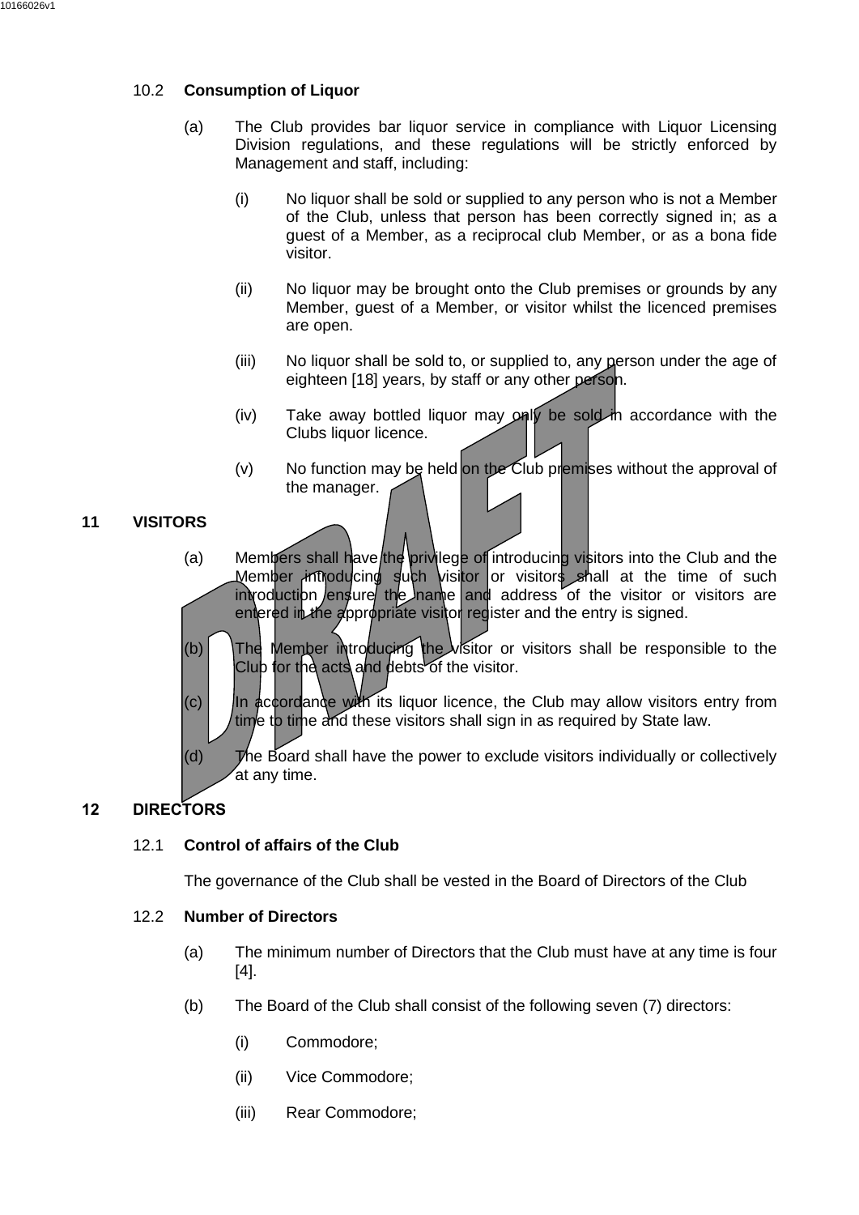### 10.2 **Consumption of Liquor**

(a) The Club provides bar liquor service in compliance with Liquor Licensing Division regulations, and these regulations will be strictly enforced by Management and staff, including:

(i) No liquor shall be sold or supplied to any person who is not a Member of the Club, unless that person has been correctly signed in; as a guest of a Member, as a reciprocal club Member, or as a bona fide visitor.

(ii) No liquor may be brought onto the Club premises or grounds by any Member, guest of a Member, or visitor whilst the licenced premises are open.

(iii) No liquor shall be sold to, or supplied to, any person under the age of eighteen [18] years, by staff or any other person.

(iv) Take away bottled liquor may only be sold in accordance with the Clubs liquor licence.

(v) No function may be held on the Club premises without the approval of the manager.

## 11 VISITORS

(a) Members shall have the privilege of introducing visitors into the Club and the Member introducing such visitor or visitors shall at the time of such introduction ensure the name and address of the visitor or visitors are entered in the appropriate visitor register and the entry is signed.

(b) The Member introducing the visitor or visitors shall be responsible to the Club for the acts and debts of the visitor.

(c) In accordance with its liquor licence, the Club may allow visitors entry from time to time and these visitors shall sign in as required by State law.

(d) The Board shall have the power to exclude visitors individually or collectively at any time.

## 12 DIRECTORS

### 12.1 **Control of affairs of the Club**

The governance of the Club shall be vested in the Board of Directors of the Club

### 12.2 **Number of Directors**

(a) The minimum number of Directors that the Club must have at any time is four [4].

(b) The Board of the Club shall consist of the following seven (7) directors:

(i) Commodore;

(ii) Vice Commodore;

(iii) Rear Commodore;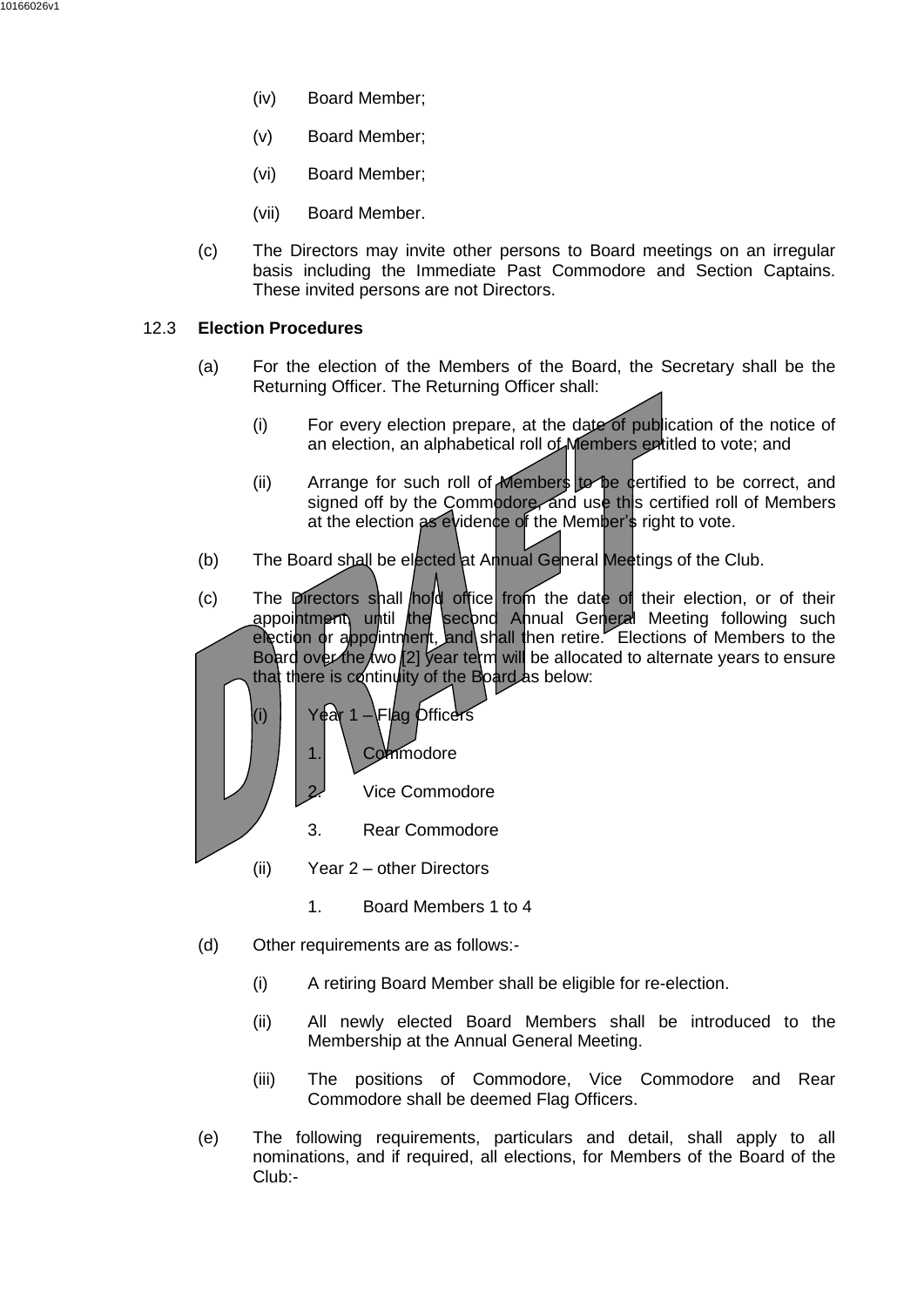(iv) Board Member;

(v) Board Member;

(vi) Board Member;

(vii) Board Member.

(c) The Directors may invite other persons to Board meetings on an irregular basis including the Immediate Past Commodore and Section Captains. These invited persons are not Directors.

### 12.3 **Election Procedures**

(a) For the election of the Members of the Board, the Secretary shall be the Returning Officer. The Returning Officer shall:

(i) For every election prepare, at the date of publication of the notice of an election, an alphabetical roll of Members entitled to vote; and

(ii) Arrange for such roll of Members to be certified to be correct, and signed off by the Commodore, and use this certified roll of Members at the election as evidence of the Member's right to vote.

(b) The Board shall be elected at Annual General Meetings of the Club.

(c) The Directors shall hold office from the date of their election, or of their appointment, until the second Annual General Meeting following such election or appointment, and shall then retire. Elections of Members to the Board over the two [2] year term will be allocated to alternate years to ensure that there is continuity of the Board as below:

(i) Year 1 – Flag Officers

1. Commodore

2. Vice Commodore

3. Rear Commodore

(ii) Year 2 – other Directors

1. Board Members 1 to 4

(d) Other requirements are as follows:-

(i) A retiring Board Member shall be eligible for re-election.

(ii) All newly elected Board Members shall be introduced to the Membership at the Annual General Meeting.

(iii) The positions of Commodore, Vice Commodore and Rear Commodore shall be deemed Flag Officers.

(e) The following requirements, particulars and detail, shall apply to all nominations, and if required, all elections, for Members of the Board of the Club:-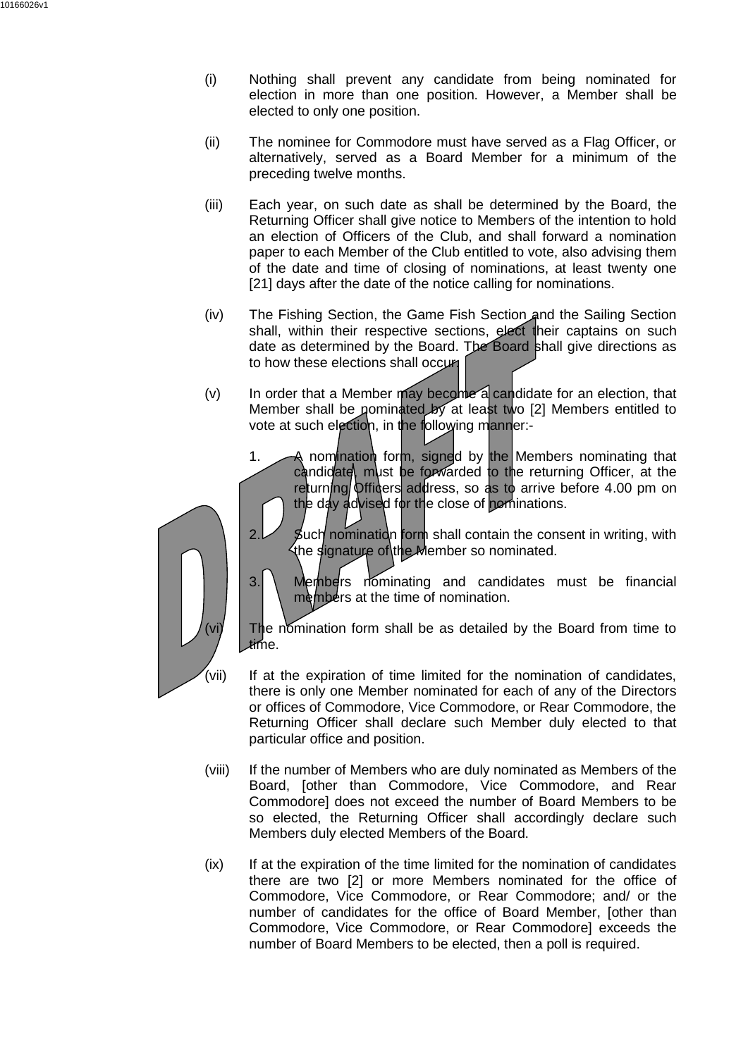(i) Nothing shall prevent any candidate from being nominated for election in more than one position. However, a Member shall be elected to only one position.

(ii) The nominee for Commodore must have served as a Flag Officer, or alternatively, served as a Board Member for a minimum of the preceding twelve months.

(iii) Each year, on such date as shall be determined by the Board, the Returning Officer shall give notice to Members of the intention to hold an election of Officers of the Club, and shall forward a nomination paper to each Member of the Club entitled to vote, also advising them of the date and time of closing of nominations, at least twenty one [21] days after the date of the notice calling for nominations.

(iv) The Fishing Section, the Game Fish Section and the Sailing Section shall, within their respective sections, elect their captains on such date as determined by the Board. The Board shall give directions as to how these elections shall occur.

(v) In order that a Member may become a candidate for an election, that Member shall be nominated by at least two [2] Members entitled to vote at such election, in the following manner:-

1. A nomination form, signed by the Members nominating that candidate, must be forwarded to the returning Officer, at the returning Officers address, so as to arrive before 4.00 pm on the day advised for the close of nominations.

2. Such nomination form shall contain the consent in writing, with the signature of the Member so nominated.

3. Members nominating and candidates must be financial members at the time of nomination.

(vi) The nomination form shall be as detailed by the Board from time to time.

(vii) If at the expiration of time limited for the nomination of candidates, there is only one Member nominated for each of any of the Directors or offices of Commodore, Vice Commodore, or Rear Commodore, the Returning Officer shall declare such Member duly elected to that particular office and position.

(viii) If the number of Members who are duly nominated as Members of the Board, [other than Commodore, Vice Commodore, and Rear Commodore] does not exceed the number of Board Members to be so elected, the Returning Officer shall accordingly declare such Members duly elected Members of the Board.

(ix) If at the expiration of the time limited for the nomination of candidates there are two [2] or more Members nominated for the office of Commodore, Vice Commodore, or Rear Commodore; and/ or the number of candidates for the office of Board Member, [other than Commodore, Vice Commodore, or Rear Commodore] exceeds the number of Board Members to be elected, then a poll is required.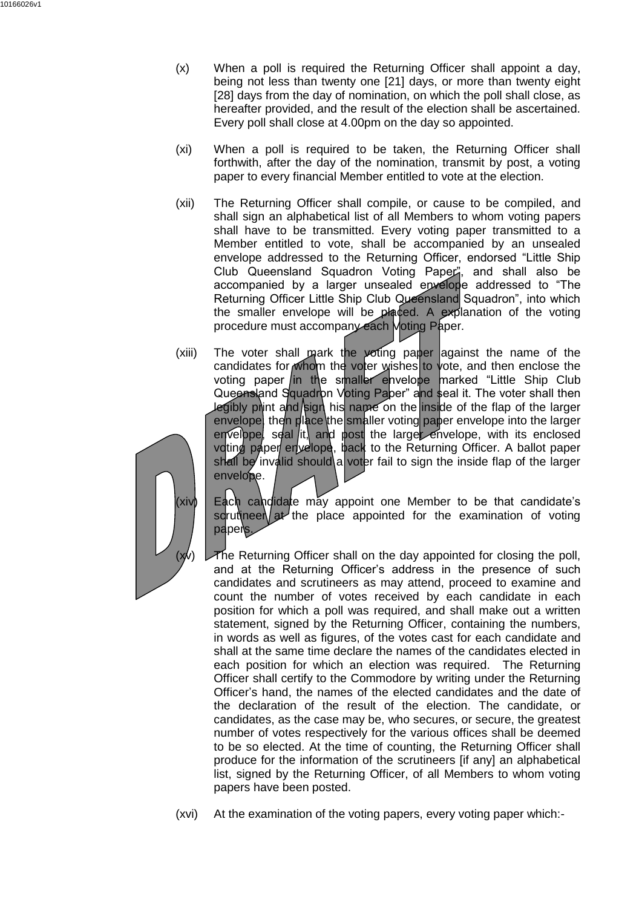(x) When a poll is required the Returning Officer shall appoint a day, being not less than twenty one [21] days, or more than twenty eight [28] days from the day of nomination, on which the poll shall close, as hereafter provided, and the result of the election shall be ascertained. Every poll shall close at 4.00pm on the day so appointed.

(xi) When a poll is required to be taken, the Returning Officer shall forthwith, after the day of the nomination, transmit by post, a voting paper to every financial Member entitled to vote at the election.

(xii) The Returning Officer shall compile, or cause to be compiled, and shall sign an alphabetical list of all Members to whom voting papers shall have to be transmitted. Every voting paper transmitted to a Member entitled to vote, shall be accompanied by an unsealed envelope addressed to the Returning Officer, endorsed "Little Ship Club Queensland Squadron Voting Paper", and shall also be accompanied by a larger unsealed envelope addressed to "The Returning Officer Little Ship Club Queensland Squadron", into which the smaller envelope will be placed. A explanation of the voting procedure must accompany each Voting Paper.

(xiii) The voter shall mark the voting paper against the name of the candidates for whom the voter wishes to vote, and then enclose the voting paper in the smaller envelope marked "Little Ship Club Queensland Squadron Voting Paper" and seal it. The voter shall then legibly print and sign his name on the inside of the flap of the larger envelope, then place the smaller voting paper envelope into the larger envelope, seal it, and post the larger envelope, with its enclosed voting paper envelope, back to the Returning Officer. A ballot paper shall be invalid should a voter fail to sign the inside flap of the larger envelope.

(xiv) Each candidate may appoint one Member to be that candidate's scrutineer at the place appointed for the examination of voting papers.

(xv) The Returning Officer shall on the day appointed for closing the poll, and at the Returning Officer's address in the presence of such candidates and scrutineers as may attend, proceed to examine and count the number of votes received by each candidate in each position for which a poll was required, and shall make out a written statement, signed by the Returning Officer, containing the numbers, in words as well as figures, of the votes cast for each candidate and shall at the same time declare the names of the candidates elected in each position for which an election was required. The Returning Officer shall certify to the Commodore by writing under the Returning Officer's hand, the names of the elected candidates and the date of the declaration of the result of the election. The candidate, or candidates, as the case may be, who secures, or secure, the greatest number of votes respectively for the various offices shall be deemed to be so elected. At the time of counting, the Returning Officer shall produce for the information of the scrutineers [if any] an alphabetical list, signed by the Returning Officer, of all Members to whom voting papers have been posted.

(xvi) At the examination of the voting papers, every voting paper which:-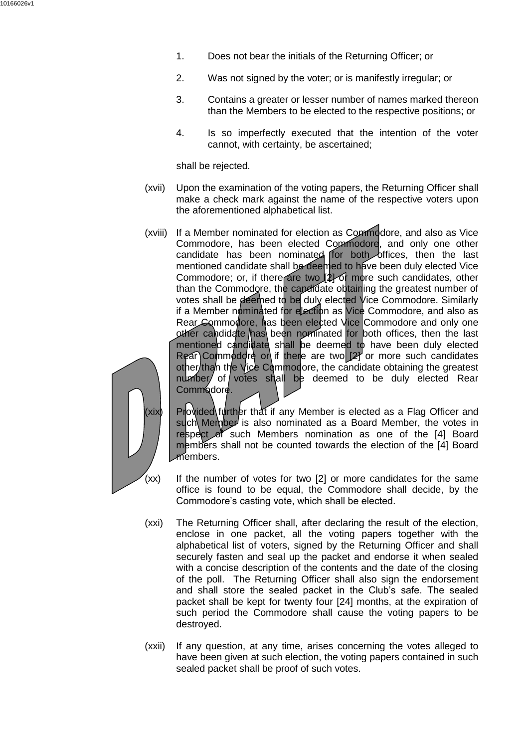1. Does not bear the initials of the Returning Officer; or

2. Was not signed by the voter; or is manifestly irregular; or

3. Contains a greater or lesser number of names marked thereon than the Members to be elected to the respective positions; or

4. Is so imperfectly executed that the intention of the voter cannot, with certainty, be ascertained;

shall be rejected.

(xvii) Upon the examination of the voting papers, the Returning Officer shall make a check mark against the name of the respective voters upon the aforementioned alphabetical list.

(xviii) If a Member nominated for election as Commodore, and also as Vice Commodore, has been elected Commodore, and only one other candidate has been nominated for both offices, then the last mentioned candidate shall be deemed to have been duly elected Vice Commodore; or, if there are two [2] or more such candidates, other than the Commodore, the candidate obtaining the greatest number of votes shall be deemed to be duly elected Vice Commodore. Similarly if a Member nominated for election as Vice Commodore, and also as Rear Commodore, has been elected Vice Commodore and only one other candidate has been nominated for both offices, then the last mentioned candidate shall be deemed to have been duly elected Rear Commodore or if there are two [2] or more such candidates other than the Vice Commodore, the candidate obtaining the greatest number of votes shall be deemed to be duly elected Rear Commodore.

(xix) Provided further that if any Member is elected as a Flag Officer and such Member is also nominated as a Board Member, the votes in respect of such Members nomination as one of the [4] Board members shall not be counted towards the election of the [4] Board members.

(xx) If the number of votes for two [2] or more candidates for the same office is found to be equal, the Commodore shall decide, by the Commodore's casting vote, which shall be elected.

(xxi) The Returning Officer shall, after declaring the result of the election, enclose in one packet, all the voting papers together with the alphabetical list of voters, signed by the Returning Officer and shall securely fasten and seal up the packet and endorse it when sealed with a concise description of the contents and the date of the closing of the poll. The Returning Officer shall also sign the endorsement and shall store the sealed packet in the Club's safe. The sealed packet shall be kept for twenty four [24] months, at the expiration of such period the Commodore shall cause the voting papers to be destroyed.

(xxii) If any question, at any time, arises concerning the votes alleged to have been given at such election, the voting papers contained in such sealed packet shall be proof of such votes.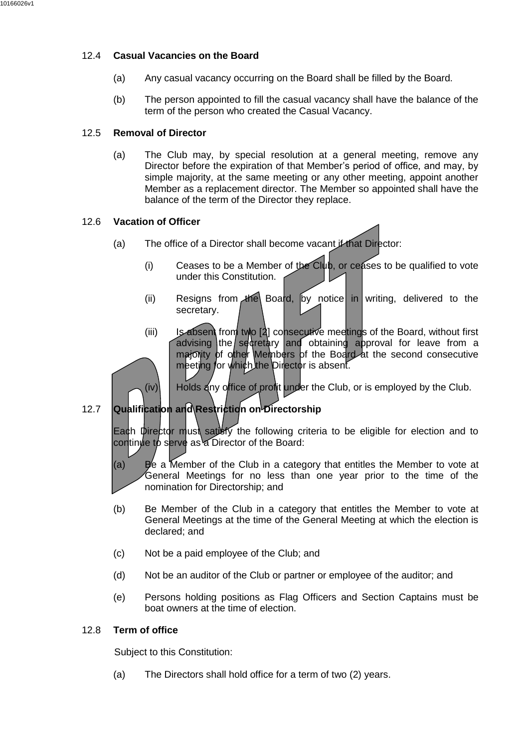### 12.4 **Casual Vacancies on the Board**

(a) Any casual vacancy occurring on the Board shall be filled by the Board.

(b) The person appointed to fill the casual vacancy shall have the balance of the term of the person who created the Casual Vacancy.

### 12.5 **Removal of Director**

(a) The Club may, by special resolution at a general meeting, remove any Director before the expiration of that Member's period of office, and may, by simple majority, at the same meeting or any other meeting, appoint another Member as a replacement director. The Member so appointed shall have the balance of the term of the Director they replace.

### 12.6 **Vacation of Officer**

(a) The office of a Director shall become vacant if that Director:

(i) Ceases to be a Member of the Club, or ceases to be qualified to vote under this Constitution.

(ii) Resigns from the Board, by notice in writing, delivered to the secretary.

(iii) Is absent from two [2] consecutive meetings of the Board, without first advising the secretary and obtaining approval for leave from a majority of other Members of the Board at the second consecutive meeting for which the Director is absent.

(iv) Holds any office of profit under the Club, or is employed by the Club.

### 12.7 **Qualification and Restriction on Directorship**

Each Director must satisfy the following criteria to be eligible for election and to continue to serve as a Director of the Board:

(a) Be a Member of the Club in a category that entitles the Member to vote at General Meetings for no less than one year prior to the time of the nomination for Directorship; and

(b) Be Member of the Club in a category that entitles the Member to vote at General Meetings at the time of the General Meeting at which the election is declared; and

(c) Not be a paid employee of the Club; and

(d) Not be an auditor of the Club or partner or employee of the auditor; and

(e) Persons holding positions as Flag Officers and Section Captains must be boat owners at the time of election.

### 12.8 **Term of office**

Subject to this Constitution:

(a) The Directors shall hold office for a term of two (2) years.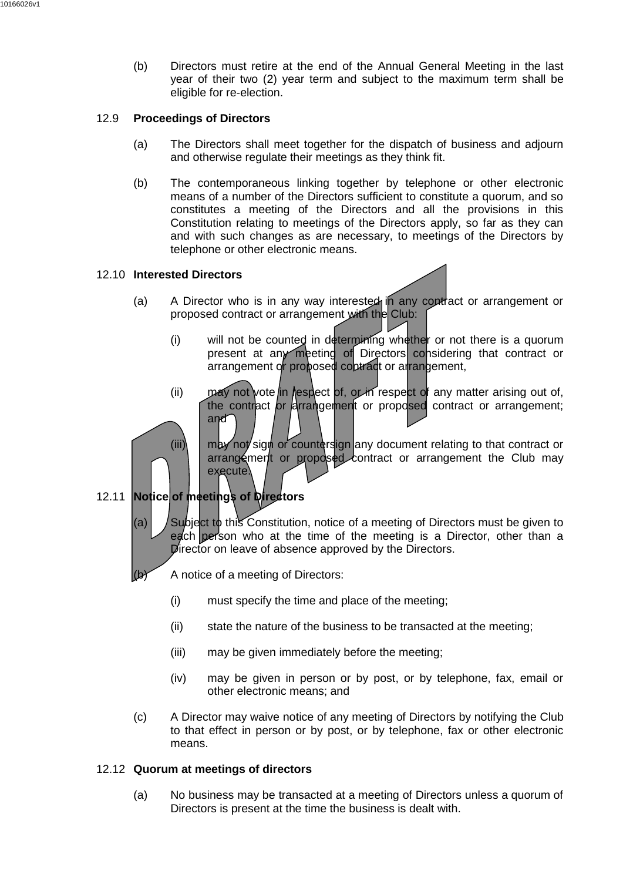(b) Directors must retire at the end of the Annual General Meeting in the last year of their two (2) year term and subject to the maximum term shall be eligible for re-election.

### 12.9 Proceedings of Directors

(a) The Directors shall meet together for the dispatch of business and adjourn and otherwise regulate their meetings as they think fit.

(b) The contemporaneous linking together by telephone or other electronic means of a number of the Directors sufficient to constitute a quorum, and so constitutes a meeting of the Directors and all the provisions in this Constitution relating to meetings of the Directors apply, so far as they can and with such changes as are necessary, to meetings of the Directors by telephone or other electronic means.

### 12.10 Interested Directors

(a) A Director who is in any way interested in any contract or arrangement or proposed contract or arrangement with the Club:

(i) will not be counted in determining whether or not there is a quorum present at any meeting of Directors considering that contract or arrangement or proposed contract or arrangement,

(ii) may not vote in respect of, or in respect of any matter arising out of, the contract or arrangement or proposed contract or arrangement; and

(iii) may not sign or countersign any document relating to that contract or arrangement or proposed contract or arrangement the Club may execute.

### 12.11 Notice of meetings of Directors

(a) Subject to this Constitution, notice of a meeting of Directors must be given to each person who at the time of the meeting is a Director, other than a Director on leave of absence approved by the Directors.

(b) A notice of a meeting of Directors:

(i) must specify the time and place of the meeting;

(ii) state the nature of the business to be transacted at the meeting;

(iii) may be given immediately before the meeting;

(iv) may be given in person or by post, or by telephone, fax, email or other electronic means; and

(c) A Director may waive notice of any meeting of Directors by notifying the Club to that effect in person or by post, or by telephone, fax or other electronic means.

### 12.12 Quorum at meetings of directors

(a) No business may be transacted at a meeting of Directors unless a quorum of Directors is present at the time the business is dealt with.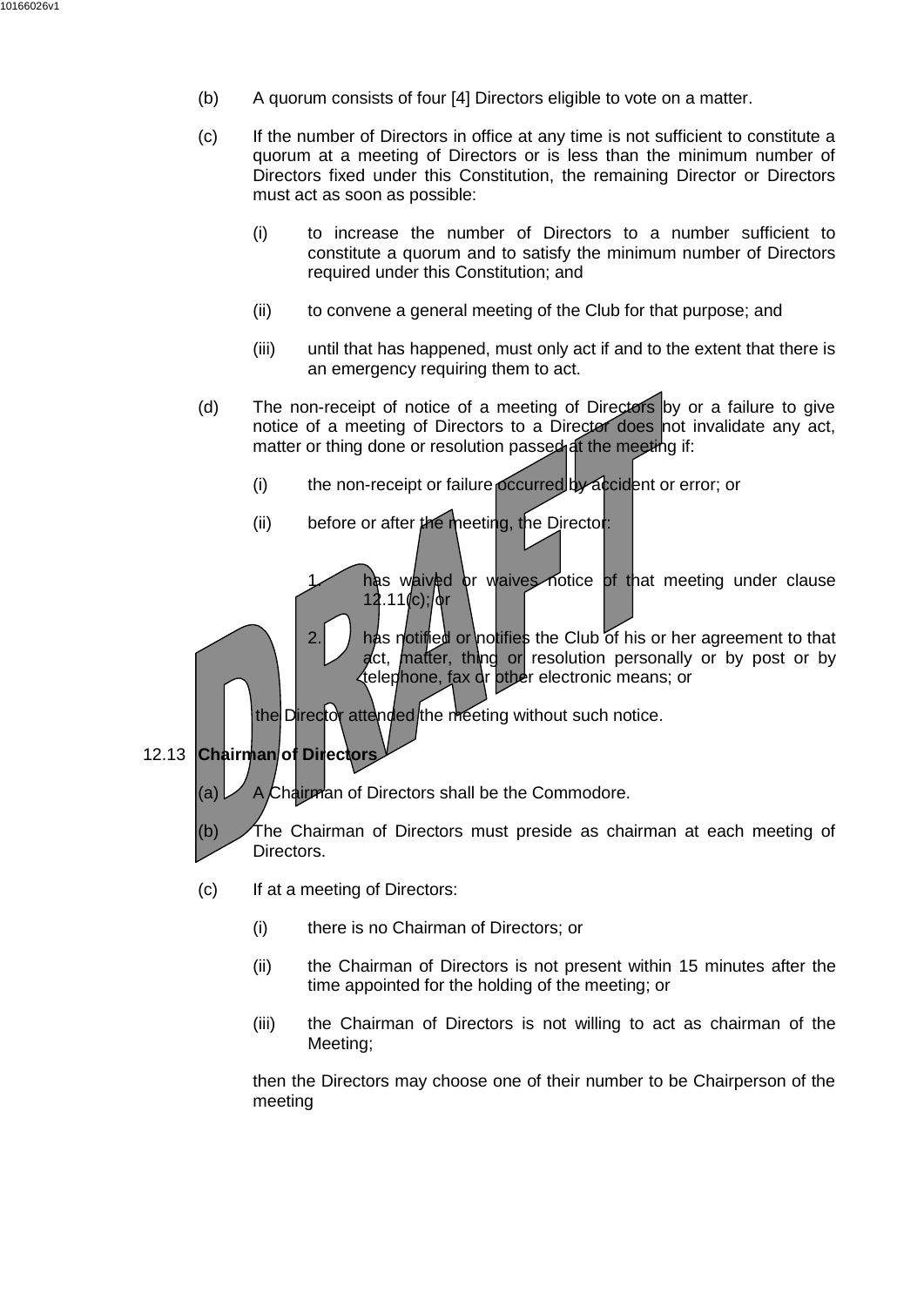(b) A quorum consists of four [4] Directors eligible to vote on a matter.

(c) If the number of Directors in office at any time is not sufficient to constitute a quorum at a meeting of Directors or is less than the minimum number of Directors fixed under this Constitution, the remaining Director or Directors must act as soon as possible:

   (i) to increase the number of Directors to a number sufficient to constitute a quorum and to satisfy the minimum number of Directors required under this Constitution; and

   (ii) to convene a general meeting of the Club for that purpose; and

   (iii) until that has happened, must only act if and to the extent that there is an emergency requiring them to act.

(d) The non-receipt of notice of a meeting of Directors by or a failure to give notice of a meeting of Directors to a Director does not invalidate any act, matter or thing done or resolution passed at the meeting if:

   (i) the non-receipt or failure occurred by accident or error; or

   (ii) before or after the meeting, the Director:

      1. has waived or waives notice of that meeting under clause 12.11(c); or

      2. has notified or notifies the Club of his or her agreement to that act, matter, thing or resolution personally or by post or by telephone, fax or other electronic means; or

   the Director attended the meeting without such notice.

12.13 **Chairman of Directors**

(a) A Chairman of Directors shall be the Commodore.

(b) The Chairman of Directors must preside as chairman at each meeting of Directors.

(c) If at a meeting of Directors:

   (i) there is no Chairman of Directors; or

   (ii) the Chairman of Directors is not present within 15 minutes after the time appointed for the holding of the meeting; or

   (iii) the Chairman of Directors is not willing to act as chairman of the Meeting;

   then the Directors may choose one of their number to be Chairperson of the meeting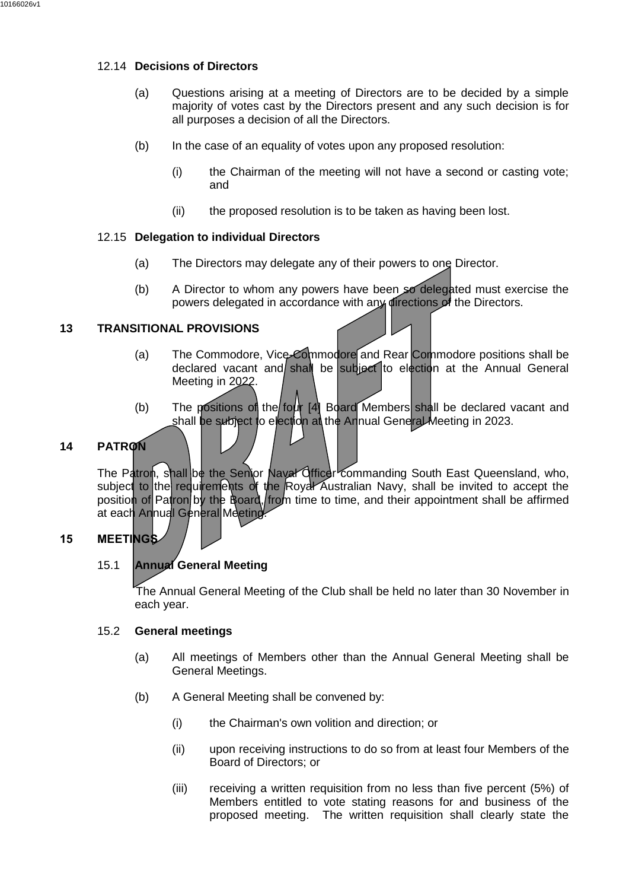#### 12.14 Decisions of Directors

(a) Questions arising at a meeting of Directors are to be decided by a simple majority of votes cast by the Directors present and any such decision is for all purposes a decision of all the Directors.

(b) In the case of an equality of votes upon any proposed resolution:

(i) the Chairman of the meeting will not have a second or casting vote; and

(ii) the proposed resolution is to be taken as having been lost.

#### 12.15 Delegation to individual Directors

(a) The Directors may delegate any of their powers to one Director.

(b) A Director to whom any powers have been so delegated must exercise the powers delegated in accordance with any directions of the Directors.

## 13 TRANSITIONAL PROVISIONS

(a) The Commodore, Vice-Commodore and Rear Commodore positions shall be declared vacant and shall be subject to election at the Annual General Meeting in 2022.

(b) The positions of the four [4] Board Members shall be declared vacant and shall be subject to election at the Annual General Meeting in 2023.

## 14 PATRON

The Patron, shall be the Senior Naval Officer commanding South East Queensland, who, subject to the requirements of the Royal Australian Navy, shall be invited to accept the position of Patron by the Board, from time to time, and their appointment shall be affirmed at each Annual General Meeting.

## 15 MEETINGS

#### 15.1 Annual General Meeting

The Annual General Meeting of the Club shall be held no later than 30 November in each year.

#### 15.2 General meetings

(a) All meetings of Members other than the Annual General Meeting shall be General Meetings.

(b) A General Meeting shall be convened by:

(i) the Chairman's own volition and direction; or

(ii) upon receiving instructions to do so from at least four Members of the Board of Directors; or

(iii) receiving a written requisition from no less than five percent (5%) of Members entitled to vote stating reasons for and business of the proposed meeting. The written requisition shall clearly state the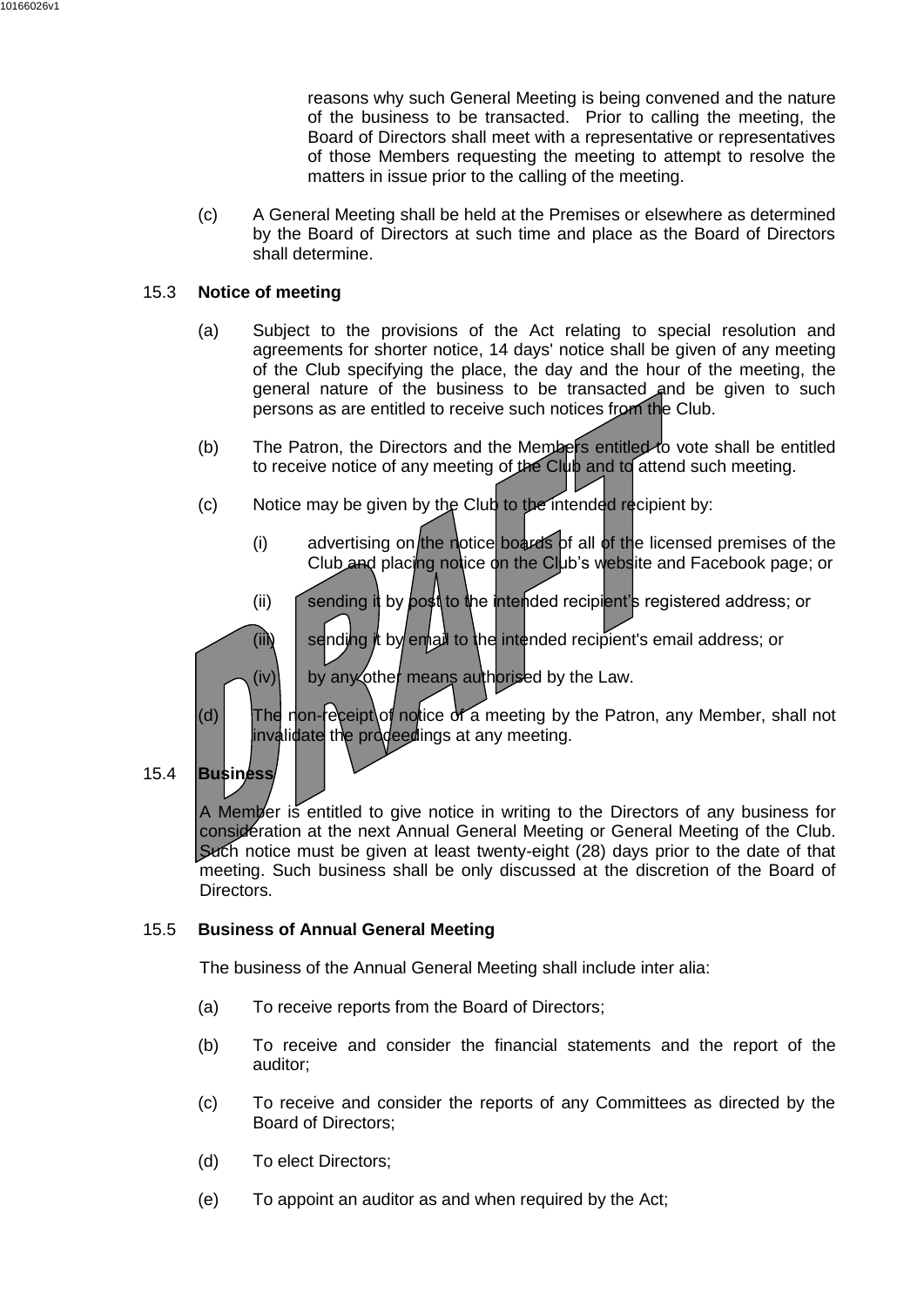reasons why such General Meeting is being convened and the nature of the business to be transacted. Prior to calling the meeting, the Board of Directors shall meet with a representative or representatives of those Members requesting the meeting to attempt to resolve the matters in issue prior to the calling of the meeting.

(c) A General Meeting shall be held at the Premises or elsewhere as determined by the Board of Directors at such time and place as the Board of Directors shall determine.

### 15.3 Notice of meeting

(a) Subject to the provisions of the Act relating to special resolution and agreements for shorter notice, 14 days' notice shall be given of any meeting of the Club specifying the place, the day and the hour of the meeting, the general nature of the business to be transacted and be given to such persons as are entitled to receive such notices from the Club.

(b) The Patron, the Directors and the Members entitled to vote shall be entitled to receive notice of any meeting of the Club and to attend such meeting.

(c) Notice may be given by the Club to the intended recipient by:

(i) advertising on the notice boards of all of the licensed premises of the Club and placing notice on the Club's website and Facebook page; or

(ii) sending it by post to the intended recipient's registered address; or

(iii) sending it by email to the intended recipient's email address; or

(iv) by any other means authorised by the Law.

(d) The non-receipt of notice of a meeting by the Patron, any Member, shall not invalidate the proceedings at any meeting.

### 15.4 Business

A Member is entitled to give notice in writing to the Directors of any business for consideration at the next Annual General Meeting or General Meeting of the Club. Such notice must be given at least twenty-eight (28) days prior to the date of that meeting. Such business shall be only discussed at the discretion of the Board of Directors.

### 15.5 Business of Annual General Meeting

The business of the Annual General Meeting shall include inter alia:

(a) To receive reports from the Board of Directors;

(b) To receive and consider the financial statements and the report of the auditor;

(c) To receive and consider the reports of any Committees as directed by the Board of Directors;

(d) To elect Directors;

(e) To appoint an auditor as and when required by the Act;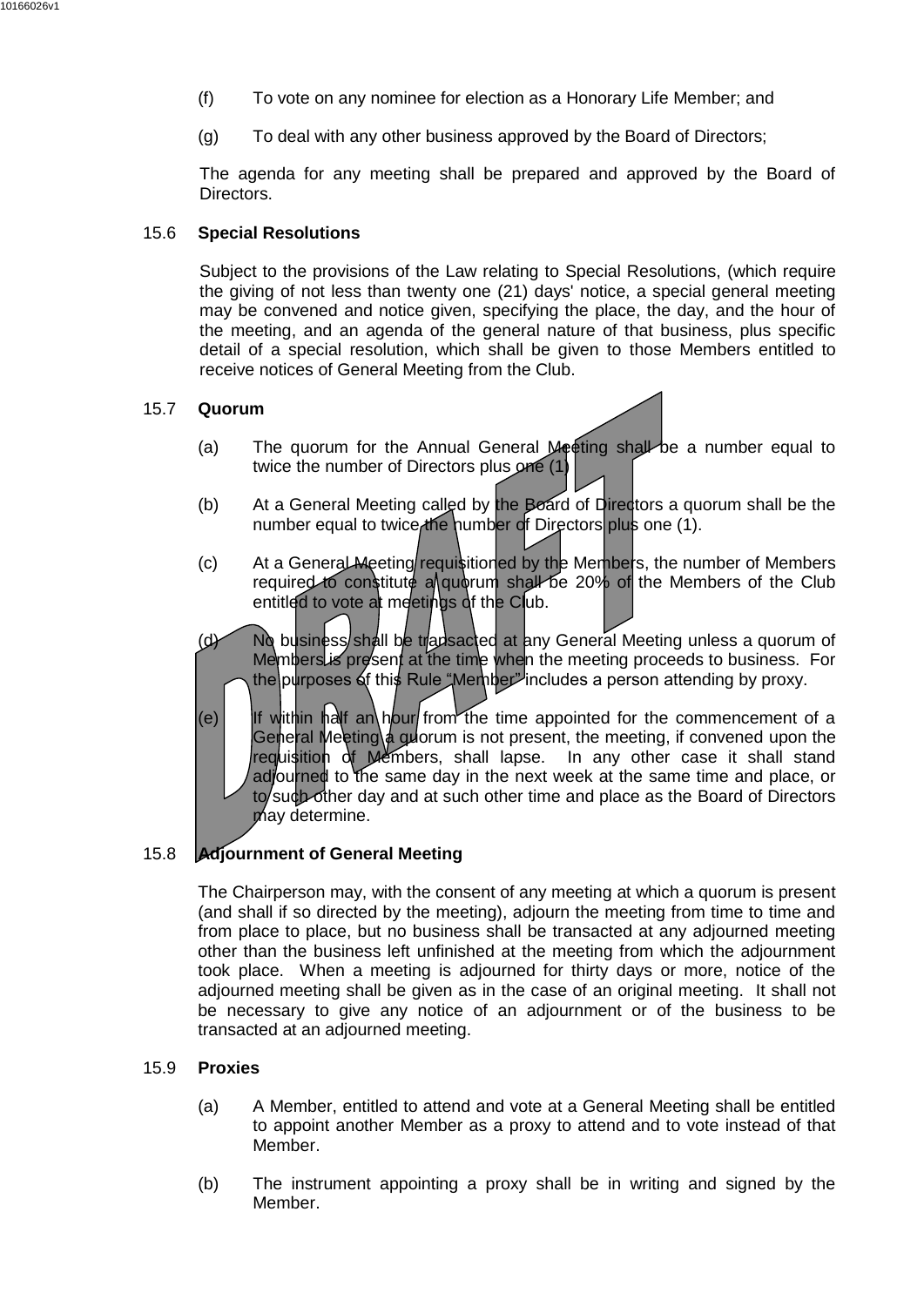(f) To vote on any nominee for election as a Honorary Life Member; and

(g) To deal with any other business approved by the Board of Directors;

The agenda for any meeting shall be prepared and approved by the Board of Directors.

### 15.6 Special Resolutions

Subject to the provisions of the Law relating to Special Resolutions, (which require the giving of not less than twenty one (21) days' notice, a special general meeting may be convened and notice given, specifying the place, the day, and the hour of the meeting, and an agenda of the general nature of that business, plus specific detail of a special resolution, which shall be given to those Members entitled to receive notices of General Meeting from the Club.

### 15.7 Quorum

(a) The quorum for the Annual General Meeting shall be a number equal to twice the number of Directors plus one (1)

(b) At a General Meeting called by the Board of Directors a quorum shall be the number equal to twice the number of Directors plus one (1).

(c) At a General Meeting requisitioned by the Members, the number of Members required to constitute a quorum shall be 20% of the Members of the Club entitled to vote at meetings of the Club.

(d) No business shall be transacted at any General Meeting unless a quorum of Members is present at the time when the meeting proceeds to business. For the purposes of this Rule "Member" includes a person attending by proxy.

(e) If within half an hour from the time appointed for the commencement of a General Meeting a quorum is not present, the meeting, if convened upon the requisition of Members, shall lapse. In any other case it shall stand adjourned to the same day in the next week at the same time and place, or to such other day and at such other time and place as the Board of Directors may determine.

### 15.8 Adjournment of General Meeting

The Chairperson may, with the consent of any meeting at which a quorum is present (and shall if so directed by the meeting), adjourn the meeting from time to time and from place to place, but no business shall be transacted at any adjourned meeting other than the business left unfinished at the meeting from which the adjournment took place. When a meeting is adjourned for thirty days or more, notice of the adjourned meeting shall be given as in the case of an original meeting. It shall not be necessary to give any notice of an adjournment or of the business to be transacted at an adjourned meeting.

### 15.9 Proxies

(a) A Member, entitled to attend and vote at a General Meeting shall be entitled to appoint another Member as a proxy to attend and to vote instead of that Member.

(b) The instrument appointing a proxy shall be in writing and signed by the Member.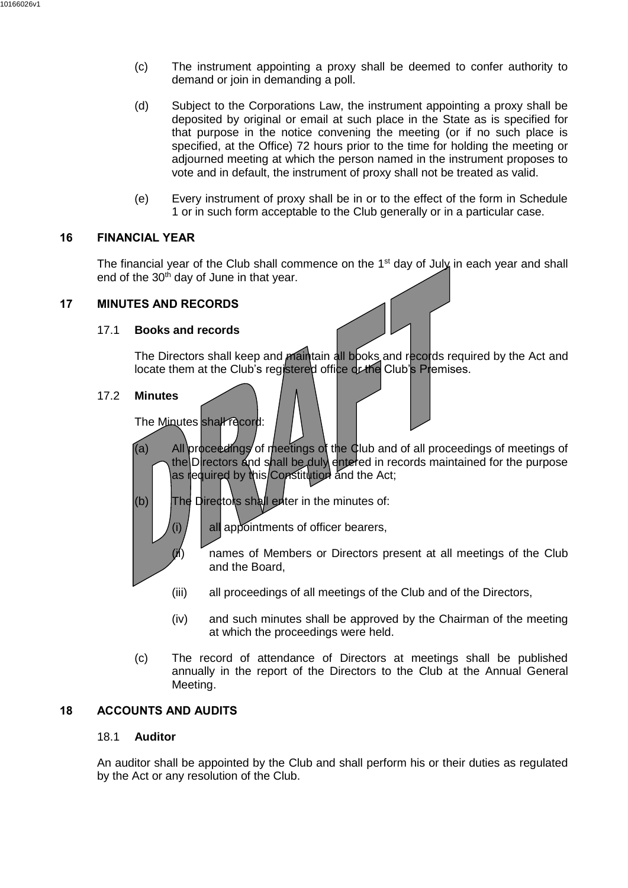(c) The instrument appointing a proxy shall be deemed to confer authority to demand or join in demanding a poll.

(d) Subject to the Corporations Law, the instrument appointing a proxy shall be deposited by original or email at such place in the State as is specified for that purpose in the notice convening the meeting (or if no such place is specified, at the Office) 72 hours prior to the time for holding the meeting or adjourned meeting at which the person named in the instrument proposes to vote and in default, the instrument of proxy shall not be treated as valid.

(e) Every instrument of proxy shall be in or to the effect of the form in Schedule 1 or in such form acceptable to the Club generally or in a particular case.

## 16 FINANCIAL YEAR

The financial year of the Club shall commence on the 1st day of July in each year and shall end of the 30th day of June in that year.

## 17 MINUTES AND RECORDS

### 17.1 Books and records

The Directors shall keep and maintain all books and records required by the Act and locate them at the Club's registered office or the Club's Premises.

### 17.2 Minutes

The Minutes shall record:

(a) All proceedings of meetings of the Club and of all proceedings of meetings of the Directors and shall be duly entered in records maintained for the purpose as required by this Constitution and the Act;

(b) The Directors shall enter in the minutes of:

(i) all appointments of officer bearers,

(ii) names of Members or Directors present at all meetings of the Club and the Board,

(iii) all proceedings of all meetings of the Club and of the Directors,

(iv) and such minutes shall be approved by the Chairman of the meeting at which the proceedings were held.

(c) The record of attendance of Directors at meetings shall be published annually in the report of the Directors to the Club at the Annual General Meeting.

## 18 ACCOUNTS AND AUDITS

### 18.1 Auditor

An auditor shall be appointed by the Club and shall perform his or their duties as regulated by the Act or any resolution of the Club.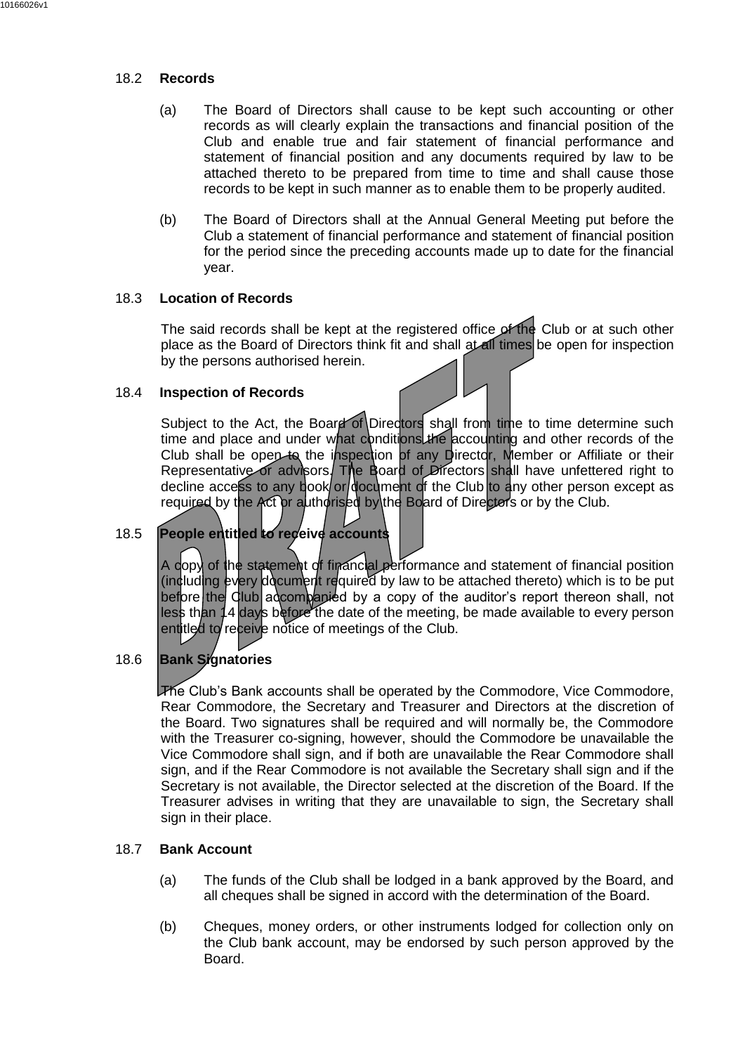### 18.2 Records

(a) The Board of Directors shall cause to be kept such accounting or other records as will clearly explain the transactions and financial position of the Club and enable true and fair statement of financial performance and statement of financial position and any documents required by law to be attached thereto to be prepared from time to time and shall cause those records to be kept in such manner as to enable them to be properly audited.

(b) The Board of Directors shall at the Annual General Meeting put before the Club a statement of financial performance and statement of financial position for the period since the preceding accounts made up to date for the financial year.

### 18.3 Location of Records

The said records shall be kept at the registered office of the Club or at such other place as the Board of Directors think fit and shall at all times be open for inspection by the persons authorised herein.

### 18.4 Inspection of Records

Subject to the Act, the Board of Directors shall from time to time determine such time and place and under what conditions the accounting and other records of the Club shall be open to the inspection of any Director, Member or Affiliate or their Representative or advisors. The Board of Directors shall have unfettered right to decline access to any book or document of the Club to any other person except as required by the Act or authorised by the Board of Directors or by the Club.

### 18.5 People entitled to receive accounts

A copy of the statement of financial performance and statement of financial position (including every document required by law to be attached thereto) which is to be put before the Club accompanied by a copy of the auditor's report thereon shall, not less than 14 days before the date of the meeting, be made available to every person entitled to receive notice of meetings of the Club.

### 18.6 Bank Signatories

The Club's Bank accounts shall be operated by the Commodore, Vice Commodore, Rear Commodore, the Secretary and Treasurer and Directors at the discretion of the Board. Two signatures shall be required and will normally be, the Commodore with the Treasurer co-signing, however, should the Commodore be unavailable the Vice Commodore shall sign, and if both are unavailable the Rear Commodore shall sign, and if the Rear Commodore is not available the Secretary shall sign and if the Secretary is not available, the Director selected at the discretion of the Board. If the Treasurer advises in writing that they are unavailable to sign, the Secretary shall sign in their place.

### 18.7 Bank Account

(a) The funds of the Club shall be lodged in a bank approved by the Board, and all cheques shall be signed in accord with the determination of the Board.

(b) Cheques, money orders, or other instruments lodged for collection only on the Club bank account, may be endorsed by such person approved by the Board.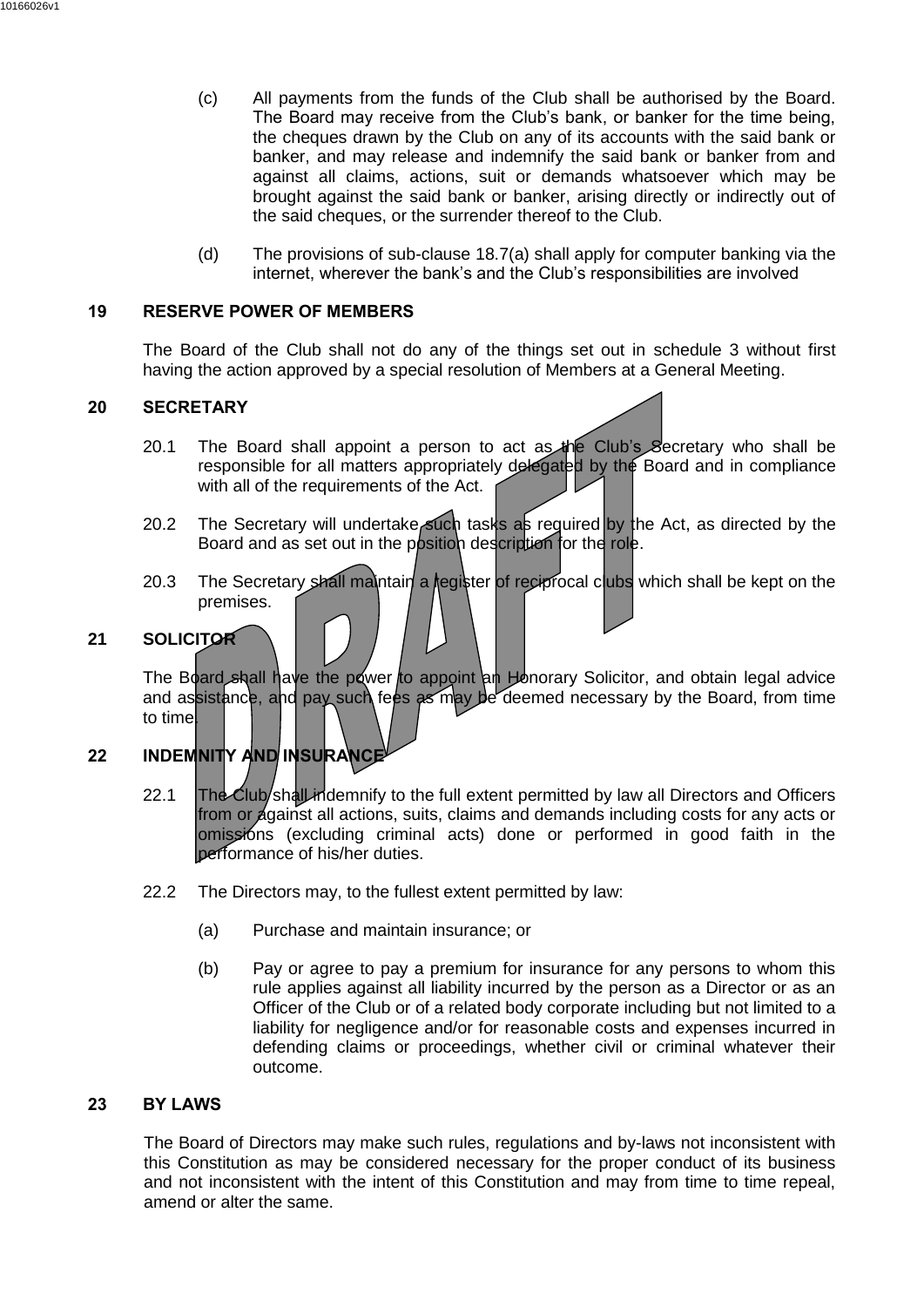(c) All payments from the funds of the Club shall be authorised by the Board. The Board may receive from the Club's bank, or banker for the time being, the cheques drawn by the Club on any of its accounts with the said bank or banker, and may release and indemnify the said bank or banker from and against all claims, actions, suit or demands whatsoever which may be brought against the said bank or banker, arising directly or indirectly out of the said cheques, or the surrender thereof to the Club.

(d) The provisions of sub-clause 18.7(a) shall apply for computer banking via the internet, wherever the bank's and the Club's responsibilities are involved

## 19 RESERVE POWER OF MEMBERS

The Board of the Club shall not do any of the things set out in schedule 3 without first having the action approved by a special resolution of Members at a General Meeting.

## 20 SECRETARY

20.1 The Board shall appoint a person to act as the Club's Secretary who shall be responsible for all matters appropriately delegated by the Board and in compliance with all of the requirements of the Act.

20.2 The Secretary will undertake such tasks as required by the Act, as directed by the Board and as set out in the position description for the role.

20.3 The Secretary shall maintain a register of reciprocal clubs which shall be kept on the premises.

## 21 SOLICITOR

The Board shall have the power to appoint an Honorary Solicitor, and obtain legal advice and assistance, and pay such fees as may be deemed necessary by the Board, from time to time.

## 22 INDEMNITY AND INSURANCE

22.1 The Club shall indemnify to the full extent permitted by law all Directors and Officers from or against all actions, suits, claims and demands including costs for any acts or omissions (excluding criminal acts) done or performed in good faith in the performance of his/her duties.

22.2 The Directors may, to the fullest extent permitted by law:

(a) Purchase and maintain insurance; or

(b) Pay or agree to pay a premium for insurance for any persons to whom this rule applies against all liability incurred by the person as a Director or as an Officer of the Club or of a related body corporate including but not limited to a liability for negligence and/or for reasonable costs and expenses incurred in defending claims or proceedings, whether civil or criminal whatever their outcome.

## 23 BY LAWS

The Board of Directors may make such rules, regulations and by-laws not inconsistent with this Constitution as may be considered necessary for the proper conduct of its business and not inconsistent with the intent of this Constitution and may from time to time repeal, amend or alter the same.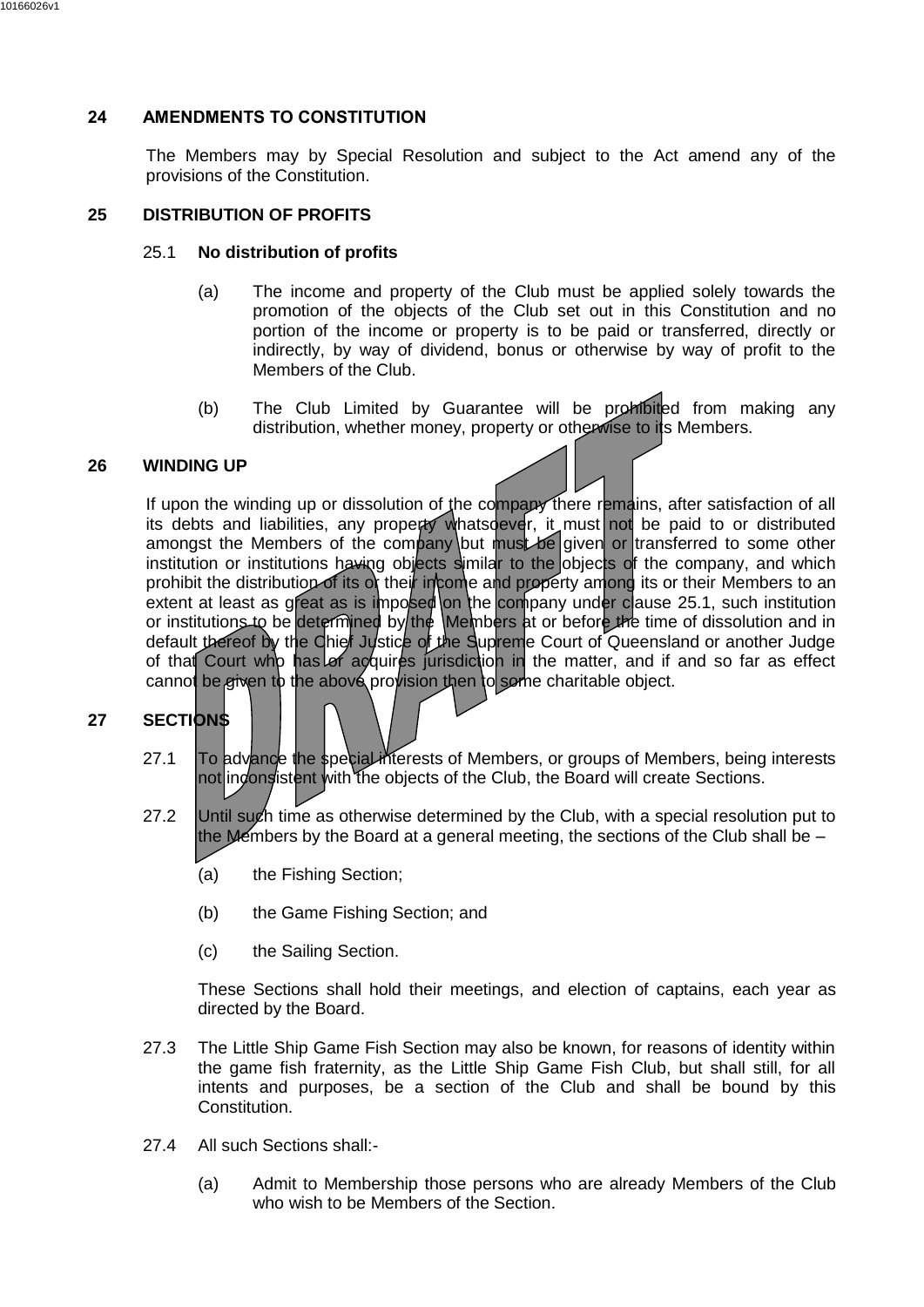## 24 AMENDMENTS TO CONSTITUTION

The Members may by Special Resolution and subject to the Act amend any of the provisions of the Constitution.

## 25 DISTRIBUTION OF PROFITS

### 25.1 No distribution of profits

(a) The income and property of the Club must be applied solely towards the promotion of the objects of the Club set out in this Constitution and no portion of the income or property is to be paid or transferred, directly or indirectly, by way of dividend, bonus or otherwise by way of profit to the Members of the Club.

(b) The Club Limited by Guarantee will be prohibited from making any distribution, whether money, property or otherwise to its Members.

## 26 WINDING UP

If upon the winding up or dissolution of the company there remains, after satisfaction of all its debts and liabilities, any property whatsoever, it must not be paid to or distributed amongst the Members of the company but must be given or transferred to some other institution or institutions having objects similar to the objects of the company, and which prohibit the distribution of its or their income and property among its or their Members to an extent at least as great as is imposed on the company under clause 25.1, such institution or institutions to be determined by the Members at or before the time of dissolution and in default thereof by the Chief Justice of the Supreme Court of Queensland or another Judge of that Court who has or acquires jurisdiction in the matter, and if and so far as effect cannot be given to the above provision then to some charitable object.

## 27 SECTIONS

27.1 To advance the special interests of Members, or groups of Members, being interests not inconsistent with the objects of the Club, the Board will create Sections.

27.2 Until such time as otherwise determined by the Club, with a special resolution put to the Members by the Board at a general meeting, the sections of the Club shall be –

(a) the Fishing Section;

(b) the Game Fishing Section; and

(c) the Sailing Section.

These Sections shall hold their meetings, and election of captains, each year as directed by the Board.

27.3 The Little Ship Game Fish Section may also be known, for reasons of identity within the game fish fraternity, as the Little Ship Game Fish Club, but shall still, for all intents and purposes, be a section of the Club and shall be bound by this Constitution.

27.4 All such Sections shall:-

(a) Admit to Membership those persons who are already Members of the Club who wish to be Members of the Section.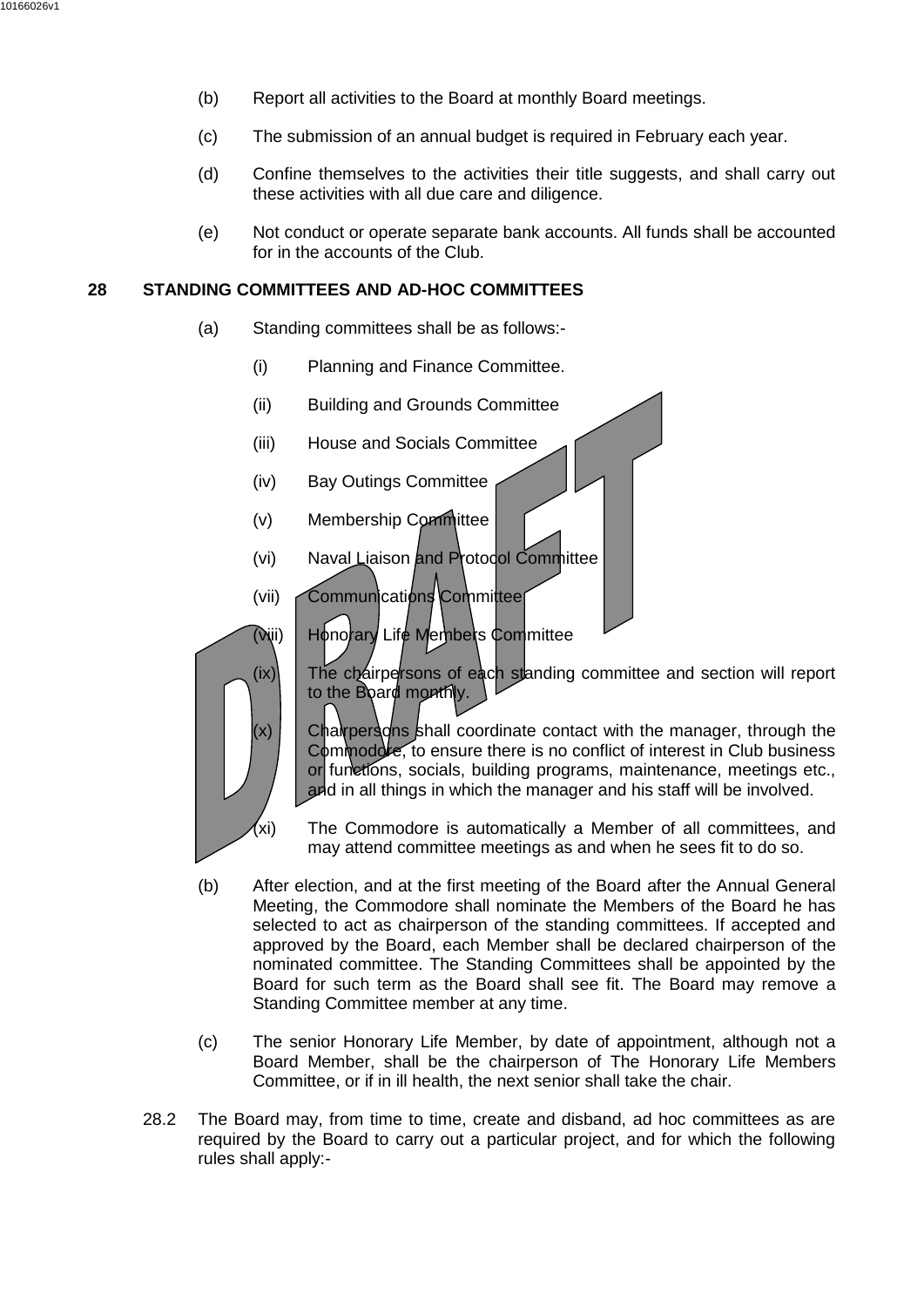(b) Report all activities to the Board at monthly Board meetings.

(c) The submission of an annual budget is required in February each year.

(d) Confine themselves to the activities their title suggests, and shall carry out these activities with all due care and diligence.

(e) Not conduct or operate separate bank accounts. All funds shall be accounted for in the accounts of the Club.

## 28 STANDING COMMITTEES AND AD-HOC COMMITTEES

(a) Standing committees shall be as follows:-

(i) Planning and Finance Committee.

(ii) Building and Grounds Committee

(iii) House and Socials Committee

(iv) Bay Outings Committee

(v) Membership Committee

(vi) Naval Liaison and Protocol Committee

(vii) Communications Committee

(viii) Honorary Life Members Committee

(ix) The chairpersons of each standing committee and section will report to the Board monthly.

(x) Chairpersons shall coordinate contact with the manager, through the Commodore, to ensure there is no conflict of interest in Club business or functions, socials, building programs, maintenance, meetings etc., and in all things in which the manager and his staff will be involved.

(xi) The Commodore is automatically a Member of all committees, and may attend committee meetings as and when he sees fit to do so.

(b) After election, and at the first meeting of the Board after the Annual General Meeting, the Commodore shall nominate the Members of the Board he has selected to act as chairperson of the standing committees. If accepted and approved by the Board, each Member shall be declared chairperson of the nominated committee. The Standing Committees shall be appointed by the Board for such term as the Board shall see fit. The Board may remove a Standing Committee member at any time.

(c) The senior Honorary Life Member, by date of appointment, although not a Board Member, shall be the chairperson of The Honorary Life Members Committee, or if in ill health, the next senior shall take the chair.

28.2 The Board may, from time to time, create and disband, ad hoc committees as are required by the Board to carry out a particular project, and for which the following rules shall apply:-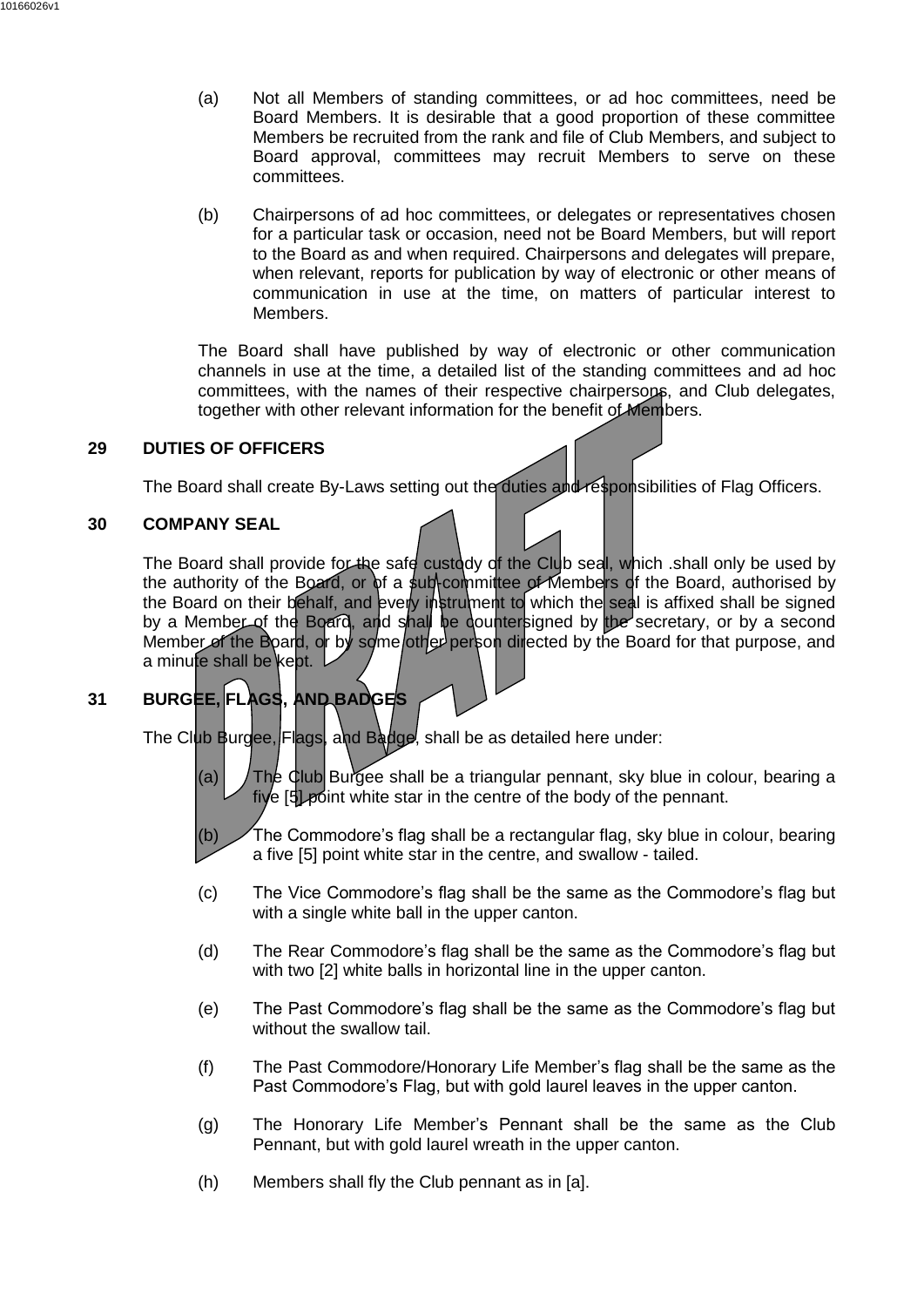(a) Not all Members of standing committees, or ad hoc committees, need be Board Members. It is desirable that a good proportion of these committee Members be recruited from the rank and file of Club Members, and subject to Board approval, committees may recruit Members to serve on these committees.

(b) Chairpersons of ad hoc committees, or delegates or representatives chosen for a particular task or occasion, need not be Board Members, but will report to the Board as and when required. Chairpersons and delegates will prepare, when relevant, reports for publication by way of electronic or other means of communication in use at the time, on matters of particular interest to Members.

The Board shall have published by way of electronic or other communication channels in use at the time, a detailed list of the standing committees and ad hoc committees, with the names of their respective chairpersons, and Club delegates, together with other relevant information for the benefit of Members.

## 29 DUTIES OF OFFICERS

The Board shall create By-Laws setting out the duties and responsibilities of Flag Officers.

## 30 COMPANY SEAL

The Board shall provide for the safe custody of the Club seal, which .shall only be used by the authority of the Board, or of a sub-committee of Members of the Board, authorised by the Board on their behalf, and every instrument to which the seal is affixed shall be signed by a Member of the Board, and shall be countersigned by the secretary, or by a second Member of the Board, or by some other person directed by the Board for that purpose, and a minute shall be kept.

## 31 BURGEE, FLAGS, AND BADGES

The Club Burgee, Flags, and Badge, shall be as detailed here under:

(a) The Club Burgee shall be a triangular pennant, sky blue in colour, bearing a five [5] point white star in the centre of the body of the pennant.

(b) The Commodore's flag shall be a rectangular flag, sky blue in colour, bearing a five [5] point white star in the centre, and swallow - tailed.

(c) The Vice Commodore's flag shall be the same as the Commodore's flag but with a single white ball in the upper canton.

(d) The Rear Commodore's flag shall be the same as the Commodore's flag but with two [2] white balls in horizontal line in the upper canton.

(e) The Past Commodore's flag shall be the same as the Commodore's flag but without the swallow tail.

(f) The Past Commodore/Honorary Life Member's flag shall be the same as the Past Commodore's Flag, but with gold laurel leaves in the upper canton.

(g) The Honorary Life Member's Pennant shall be the same as the Club Pennant, but with gold laurel wreath in the upper canton.

(h) Members shall fly the Club pennant as in [a].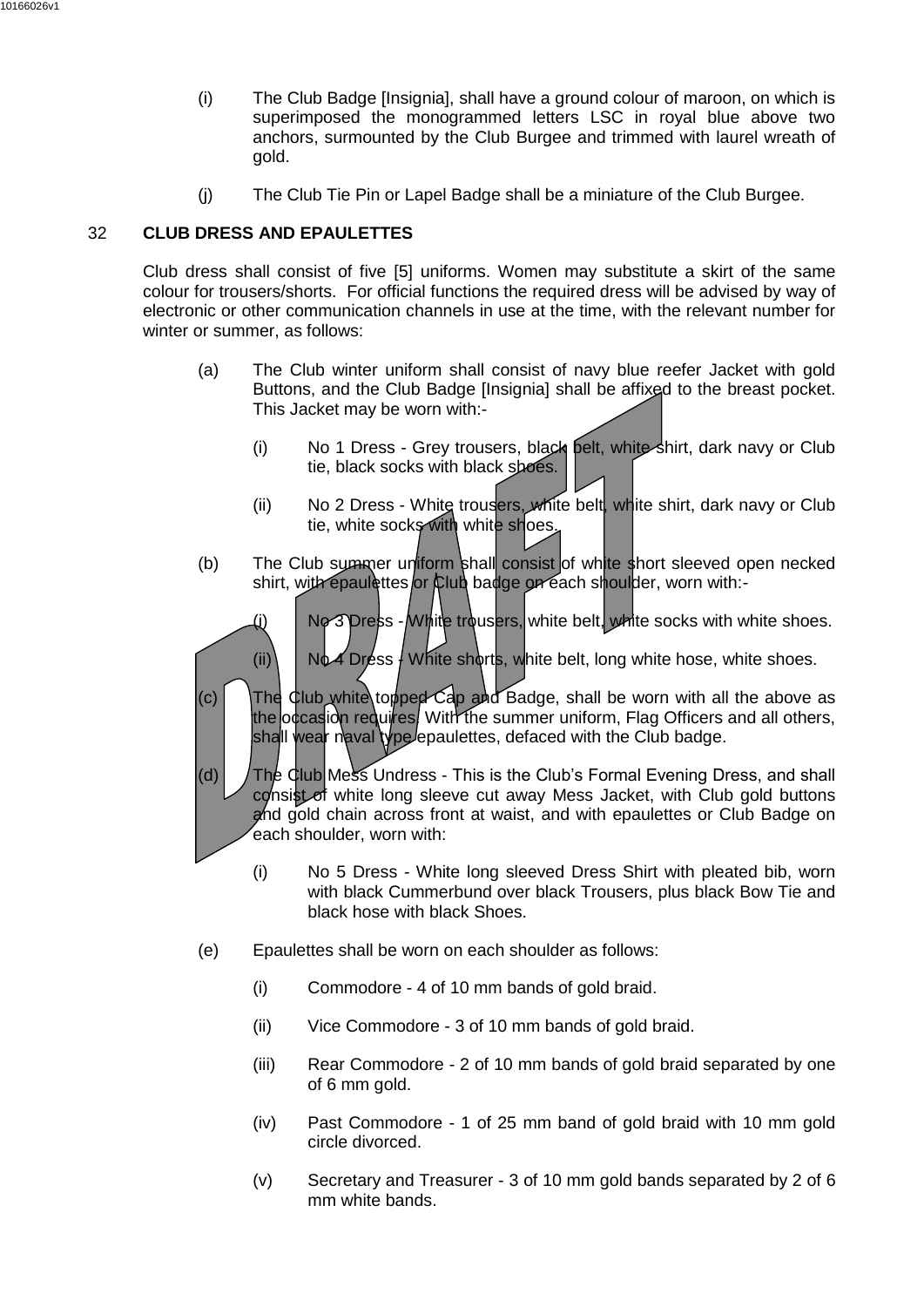(i) The Club Badge [Insignia], shall have a ground colour of maroon, on which is superimposed the monogrammed letters LSC in royal blue above two anchors, surmounted by the Club Burgee and trimmed with laurel wreath of gold.

(j) The Club Tie Pin or Lapel Badge shall be a miniature of the Club Burgee.

## 32 CLUB DRESS AND EPAULETTES

Club dress shall consist of five [5] uniforms. Women may substitute a skirt of the same colour for trousers/shorts. For official functions the required dress will be advised by way of electronic or other communication channels in use at the time, with the relevant number for winter or summer, as follows:

(a) The Club winter uniform shall consist of navy blue reefer Jacket with gold Buttons, and the Club Badge [Insignia] shall be affixed to the breast pocket. This Jacket may be worn with:-

  (i) No 1 Dress - Grey trousers, black belt, white shirt, dark navy or Club tie, black socks with black shoes.

  (ii) No 2 Dress - White trousers, white belt, white shirt, dark navy or Club tie, white socks with white shoes.

(b) The Club summer uniform shall consist of white short sleeved open necked shirt, with epaulettes or Club badge on each shoulder, worn with:-

  (i) No 3 Dress - White trousers, white belt, white socks with white shoes.

  (ii) No 4 Dress - White shorts, white belt, long white hose, white shoes.

(c) The Club white topped Cap and Badge, shall be worn with all the above as the occasion requires. With the summer uniform, Flag Officers and all others, shall wear naval type epaulettes, defaced with the Club badge.

(d) The Club Mess Undress - This is the Club's Formal Evening Dress, and shall consist of white long sleeve cut away Mess Jacket, with Club gold buttons and gold chain across front at waist, and with epaulettes or Club Badge on each shoulder, worn with:

  (i) No 5 Dress - White long sleeved Dress Shirt with pleated bib, worn with black Cummerbund over black Trousers, plus black Bow Tie and black hose with black Shoes.

(e) Epaulettes shall be worn on each shoulder as follows:

  (i) Commodore - 4 of 10 mm bands of gold braid.

  (ii) Vice Commodore - 3 of 10 mm bands of gold braid.

  (iii) Rear Commodore - 2 of 10 mm bands of gold braid separated by one of 6 mm gold.

  (iv) Past Commodore - 1 of 25 mm band of gold braid with 10 mm gold circle divorced.

  (v) Secretary and Treasurer - 3 of 10 mm gold bands separated by 2 of 6 mm white bands.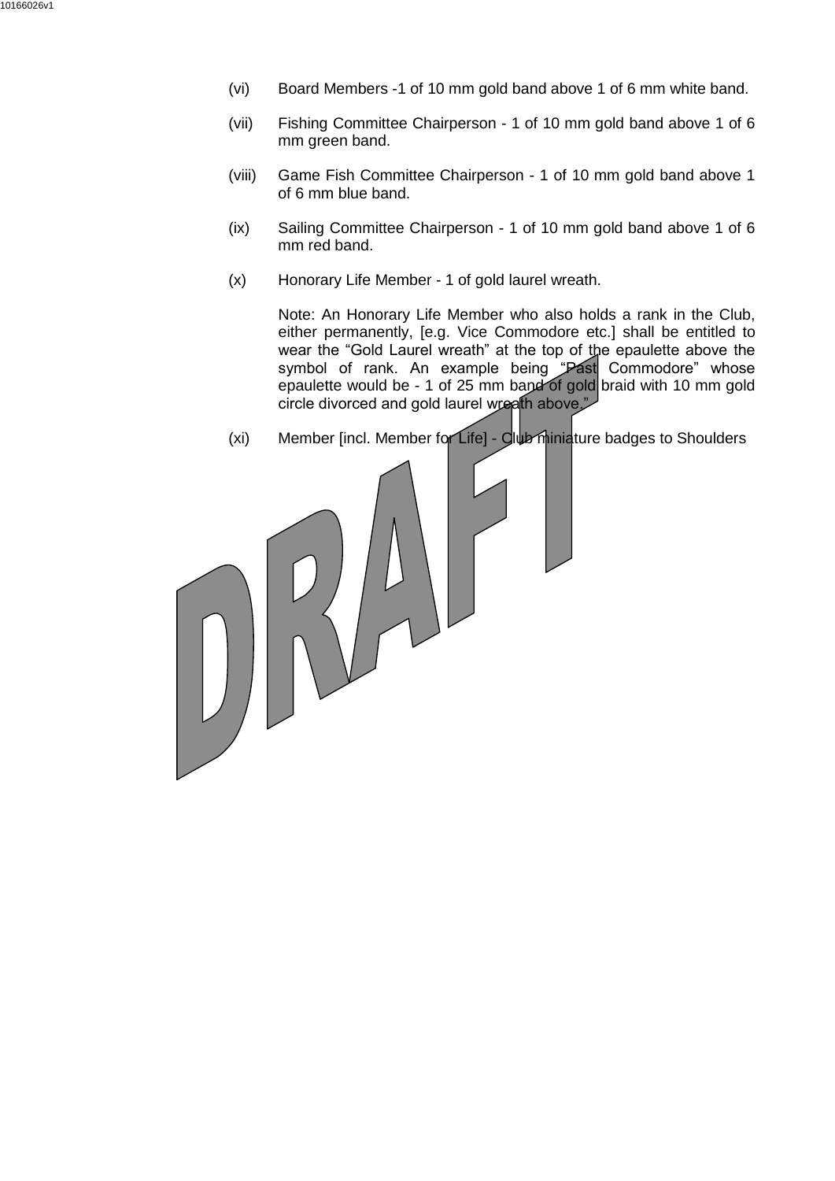(vi) Board Members -1 of 10 mm gold band above 1 of 6 mm white band.

(vii) Fishing Committee Chairperson - 1 of 10 mm gold band above 1 of 6 mm green band.

(viii) Game Fish Committee Chairperson - 1 of 10 mm gold band above 1 of 6 mm blue band.

(ix) Sailing Committee Chairperson - 1 of 10 mm gold band above 1 of 6 mm red band.

(x) Honorary Life Member - 1 of gold laurel wreath.

Note: An Honorary Life Member who also holds a rank in the Club, either permanently, [e.g. Vice Commodore etc.] shall be entitled to wear the “Gold Laurel wreath” at the top of the epaulette above the symbol of rank. An example being “Past Commodore” whose epaulette would be - 1 of 25 mm band of gold braid with 10 mm gold circle divorced and gold laurel wreath above.”

(xi) Member [incl. Member for Life] - Club miniature badges to Shoulders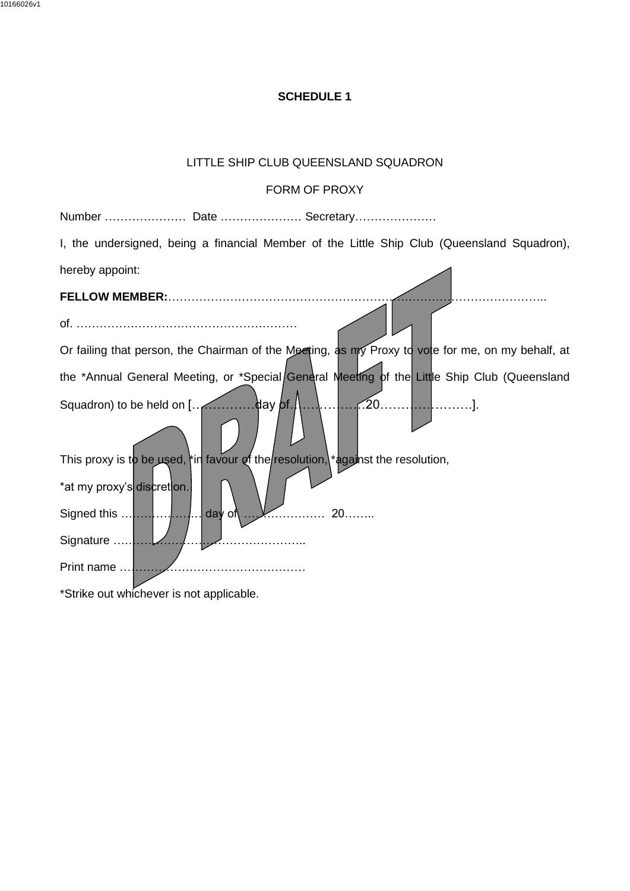# SCHEDULE 1

LITTLE SHIP CLUB QUEENSLAND SQUADRON

FORM OF PROXY

Number ………………… Date ………………… Secretary…………………

I, the undersigned, being a financial Member of the Little Ship Club (Queensland Squadron), hereby appoint:

**FELLOW MEMBER:**……………………………………………………………………………………..

of. …………………………………………………

Or failing that person, the Chairman of the Meeting, as my Proxy to vote for me, on my behalf, at the *Annual General Meeting, or *Special General Meeting of the Little Ship Club (Queensland Squadron) to be held on […………….day of………………20………………….].

This proxy is to be used, *in favour of the resolution, *against the resolution,

*at my proxy's discretion.

Signed this ………………… day of ………………… 20……..

Signature …………………………………………..

Print name …………………………………………

*Strike out whichever is not applicable.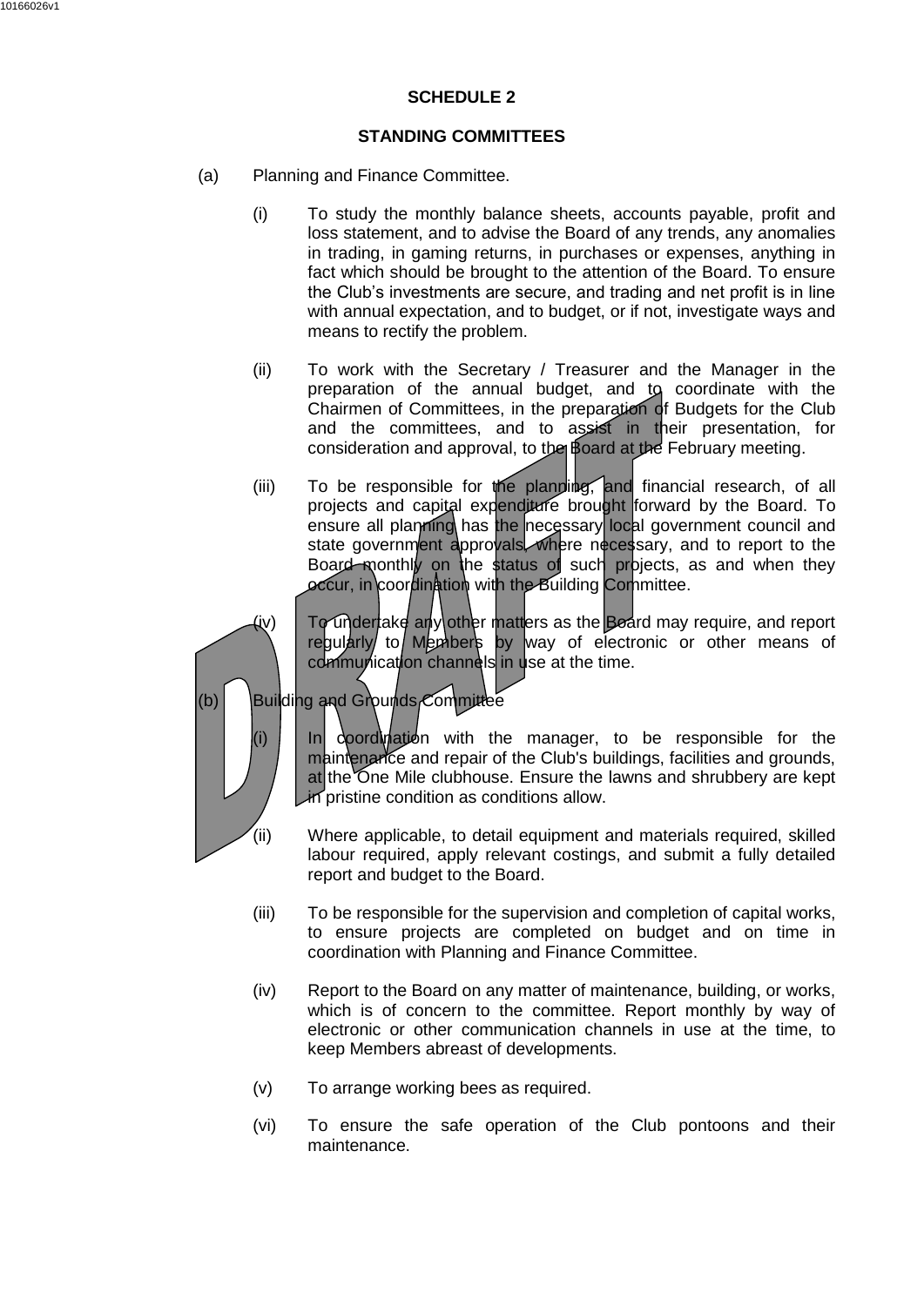## SCHEDULE 2

## STANDING COMMITTEES

(a) Planning and Finance Committee.

(i) To study the monthly balance sheets, accounts payable, profit and loss statement, and to advise the Board of any trends, any anomalies in trading, in gaming returns, in purchases or expenses, anything in fact which should be brought to the attention of the Board. To ensure the Club's investments are secure, and trading and net profit is in line with annual expectation, and to budget, or if not, investigate ways and means to rectify the problem.

(ii) To work with the Secretary / Treasurer and the Manager in the preparation of the annual budget, and to coordinate with the Chairmen of Committees, in the preparation of Budgets for the Club and the committees, and to assist in their presentation, for consideration and approval, to the Board at the February meeting.

(iii) To be responsible for the planning, and financial research, of all projects and capital expenditure brought forward by the Board. To ensure all planning has the necessary local government council and state government approvals, where necessary, and to report to the Board monthly on the status of such projects, as and when they occur, in coordination with the Building Committee.

(iv) To undertake any other matters as the Board may require, and report regularly to Members by way of electronic or other means of communication channels in use at the time.

(b) Building and Grounds Committee

(i) In coordination with the manager, to be responsible for the maintenance and repair of the Club's buildings, facilities and grounds, at the One Mile clubhouse. Ensure the lawns and shrubbery are kept in pristine condition as conditions allow.

(ii) Where applicable, to detail equipment and materials required, skilled labour required, apply relevant costings, and submit a fully detailed report and budget to the Board.

(iii) To be responsible for the supervision and completion of capital works, to ensure projects are completed on budget and on time in coordination with Planning and Finance Committee.

(iv) Report to the Board on any matter of maintenance, building, or works, which is of concern to the committee. Report monthly by way of electronic or other communication channels in use at the time, to keep Members abreast of developments.

(v) To arrange working bees as required.

(vi) To ensure the safe operation of the Club pontoons and their maintenance.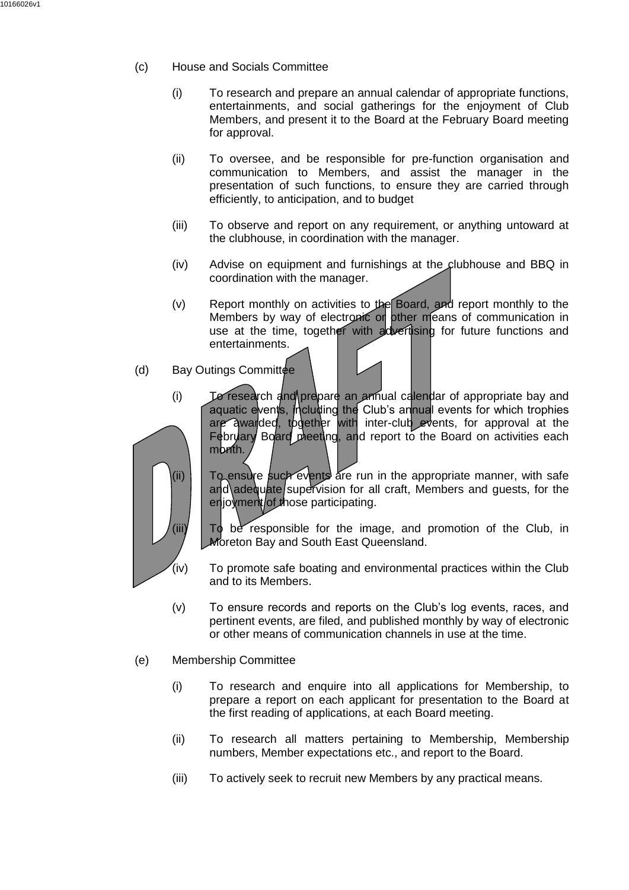(c) House and Socials Committee

(i) To research and prepare an annual calendar of appropriate functions, entertainments, and social gatherings for the enjoyment of Club Members, and present it to the Board at the February Board meeting for approval.

(ii) To oversee, and be responsible for pre-function organisation and communication to Members, and assist the manager in the presentation of such functions, to ensure they are carried through efficiently, to anticipation, and to budget

(iii) To observe and report on any requirement, or anything untoward at the clubhouse, in coordination with the manager.

(iv) Advise on equipment and furnishings at the clubhouse and BBQ in coordination with the manager.

(v) Report monthly on activities to the Board, and report monthly to the Members by way of electronic or other means of communication in use at the time, together with advertising for future functions and entertainments.

(d) Bay Outings Committee

(i) To research and prepare an annual calendar of appropriate bay and aquatic events, including the Club's annual events for which trophies are awarded, together with inter-club events, for approval at the February Board meeting, and report to the Board on activities each month.

(ii) To ensure such events are run in the appropriate manner, with safe and adequate supervision for all craft, Members and guests, for the enjoyment of those participating.

(iii) To be responsible for the image, and promotion of the Club, in Moreton Bay and South East Queensland.

(iv) To promote safe boating and environmental practices within the Club and to its Members.

(v) To ensure records and reports on the Club's log events, races, and pertinent events, are filed, and published monthly by way of electronic or other means of communication channels in use at the time.

(e) Membership Committee

(i) To research and enquire into all applications for Membership, to prepare a report on each applicant for presentation to the Board at the first reading of applications, at each Board meeting.

(ii) To research all matters pertaining to Membership, Membership numbers, Member expectations etc., and report to the Board.

(iii) To actively seek to recruit new Members by any practical means.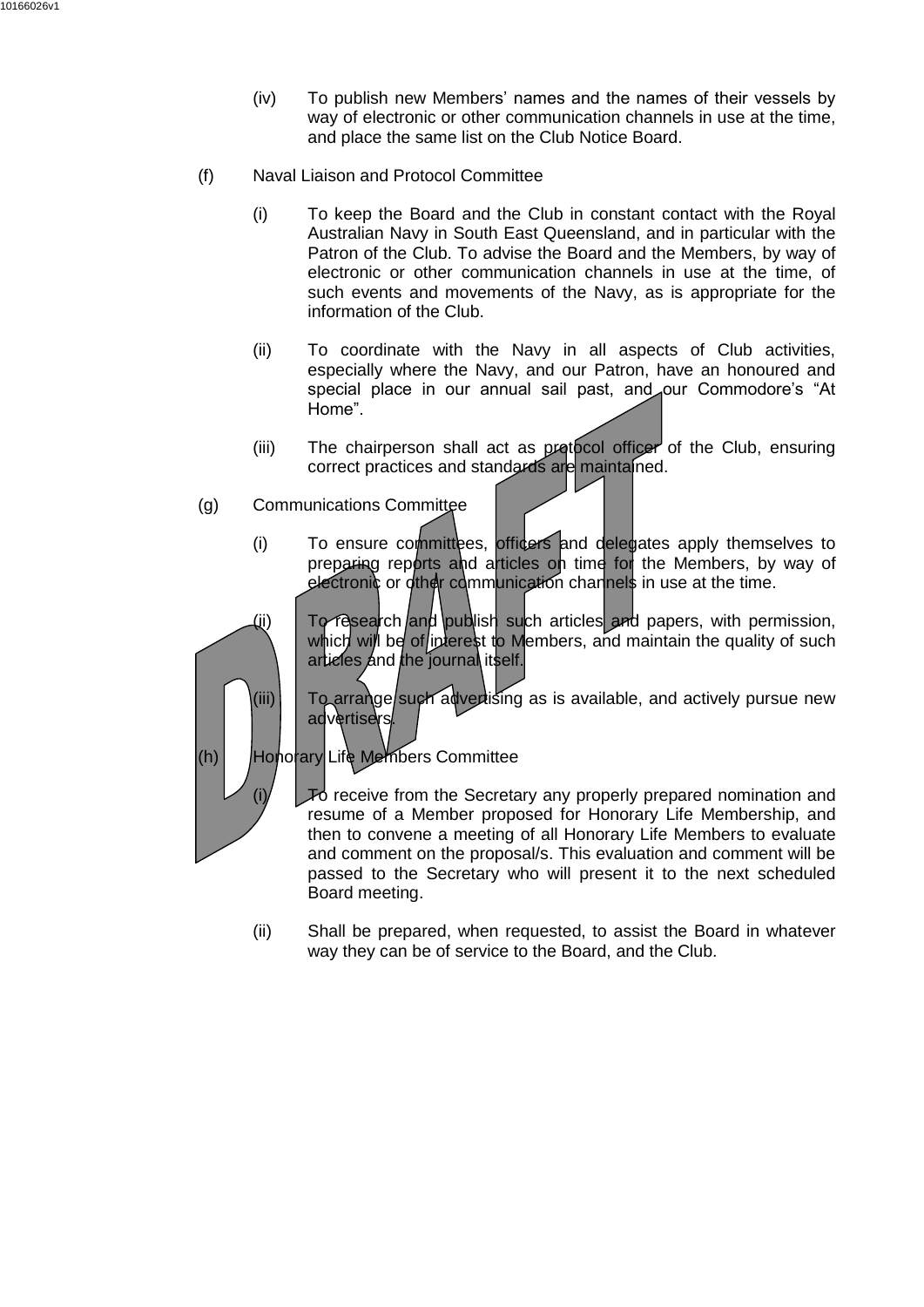(iv) To publish new Members' names and the names of their vessels by way of electronic or other communication channels in use at the time, and place the same list on the Club Notice Board.

(f) Naval Liaison and Protocol Committee

(i) To keep the Board and the Club in constant contact with the Royal Australian Navy in South East Queensland, and in particular with the Patron of the Club. To advise the Board and the Members, by way of electronic or other communication channels in use at the time, of such events and movements of the Navy, as is appropriate for the information of the Club.

(ii) To coordinate with the Navy in all aspects of Club activities, especially where the Navy, and our Patron, have an honoured and special place in our annual sail past, and our Commodore's "At Home".

(iii) The chairperson shall act as protocol officer of the Club, ensuring correct practices and standards are maintained.

(g) Communications Committee

(i) To ensure committees, officers and delegates apply themselves to preparing reports and articles on time for the Members, by way of electronic or other communication channels in use at the time.

(ii) To research and publish such articles and papers, with permission, which will be of interest to Members, and maintain the quality of such articles and the journal itself.

(iii) To arrange such advertising as is available, and actively pursue new advertisers.

(h) Honorary Life Members Committee

(i) To receive from the Secretary any properly prepared nomination and resume of a Member proposed for Honorary Life Membership, and then to convene a meeting of all Honorary Life Members to evaluate and comment on the proposal/s. This evaluation and comment will be passed to the Secretary who will present it to the next scheduled Board meeting.

(ii) Shall be prepared, when requested, to assist the Board in whatever way they can be of service to the Board, and the Club.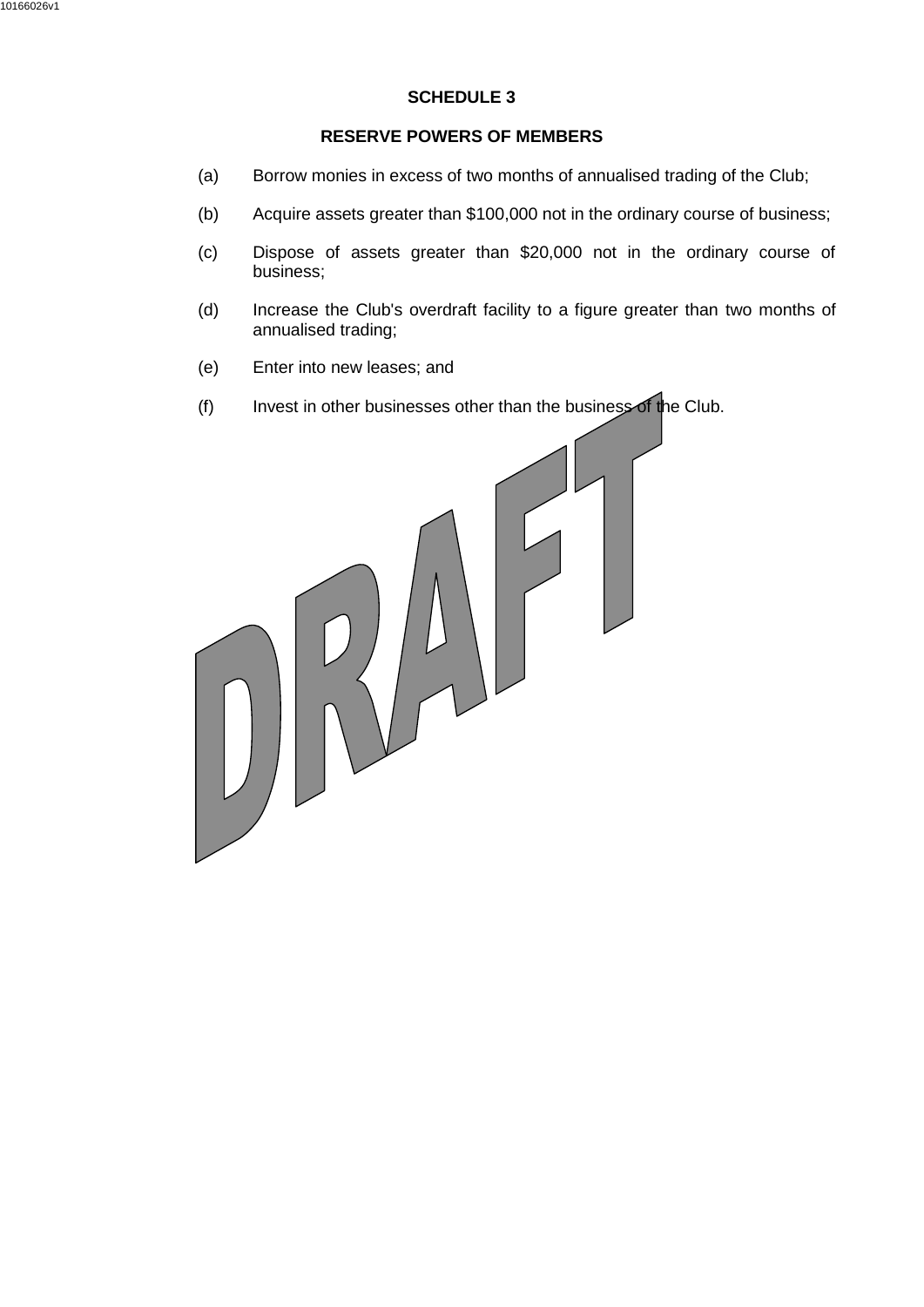## SCHEDULE 3

## RESERVE POWERS OF MEMBERS

(a) Borrow monies in excess of two months of annualised trading of the Club;

(b) Acquire assets greater than $100,000 not in the ordinary course of business;

(c) Dispose of assets greater than $20,000 not in the ordinary course of business;

(d) Increase the Club's overdraft facility to a figure greater than two months of annualised trading;

(e) Enter into new leases; and

(f) Invest in other businesses other than the business of the Club.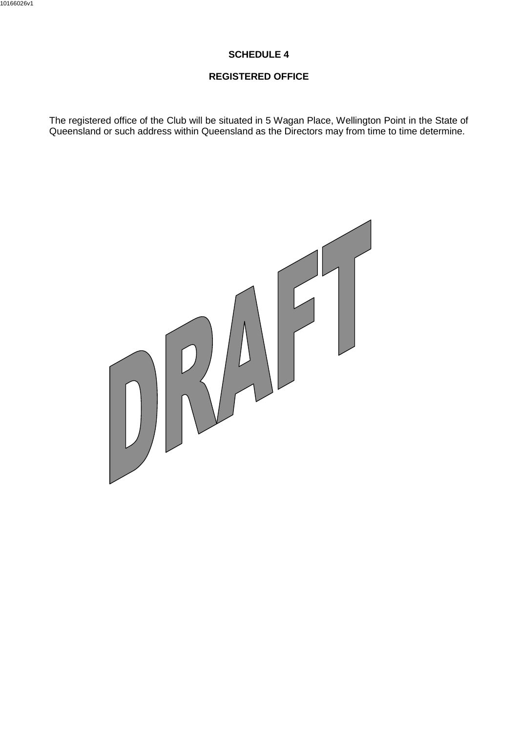# SCHEDULE 4

## REGISTERED OFFICE

The registered office of the Club will be situated in 5 Wagan Place, Wellington Point in the State of Queensland or such address within Queensland as the Directors may from time to time determine.